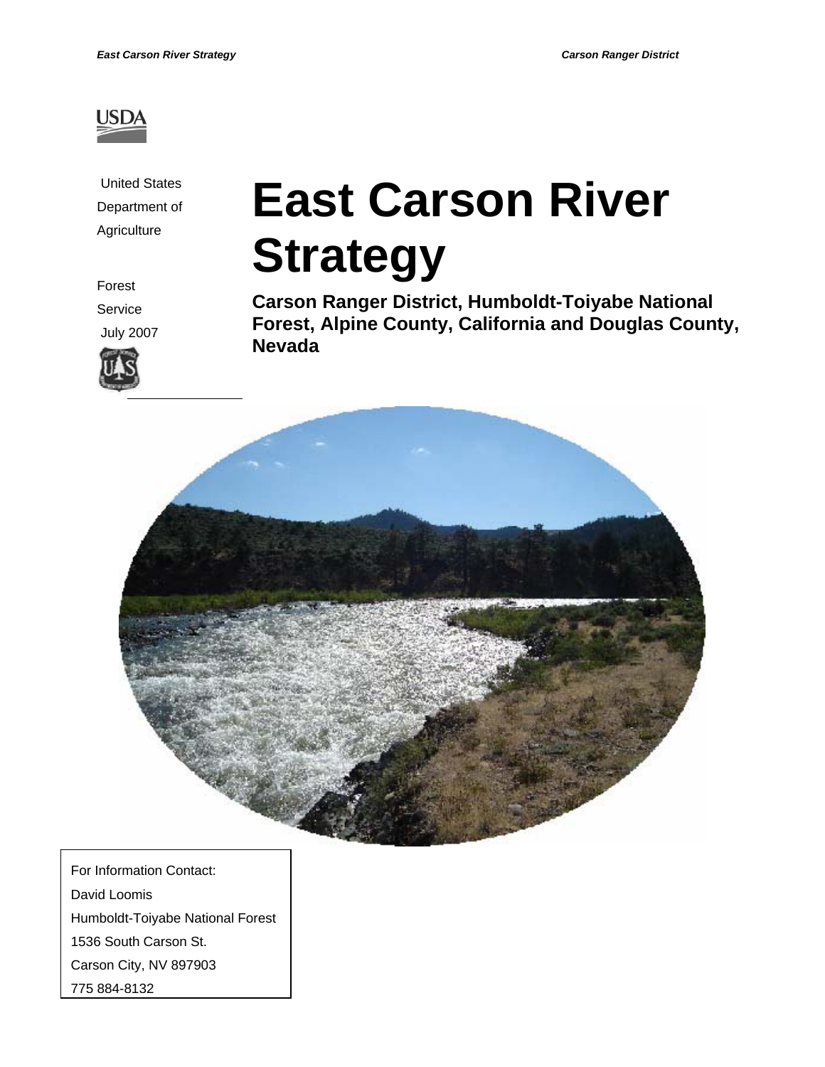United States Department of Agriculture

Forest Service

July 2007

# East Carson River Strategy

**Carson Ranger District, Humboldt-Toiyabe National Forest, Alpine County, California and Douglas County, Nevada**

For Information Contact:
David Loomis
Humboldt-Toiyabe National Forest
1536 South Carson St.
Carson City, NV 897903
775 884-8132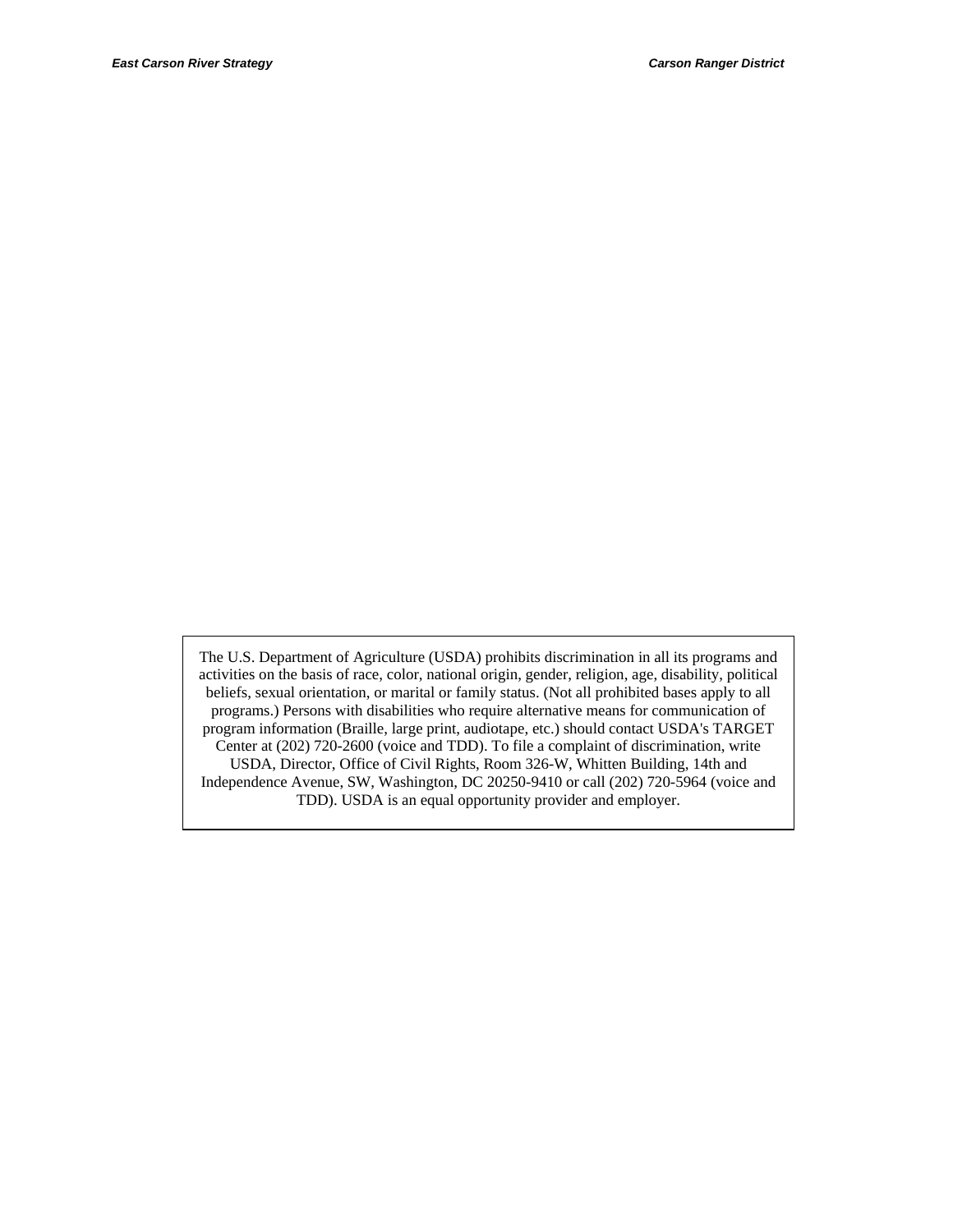The U.S. Department of Agriculture (USDA) prohibits discrimination in all its programs and activities on the basis of race, color, national origin, gender, religion, age, disability, political beliefs, sexual orientation, or marital or family status. (Not all prohibited bases apply to all programs.) Persons with disabilities who require alternative means for communication of program information (Braille, large print, audiotape, etc.) should contact USDA's TARGET Center at (202) 720-2600 (voice and TDD). To file a complaint of discrimination, write USDA, Director, Office of Civil Rights, Room 326-W, Whitten Building, 14th and Independence Avenue, SW, Washington, DC 20250-9410 or call (202) 720-5964 (voice and TDD). USDA is an equal opportunity provider and employer.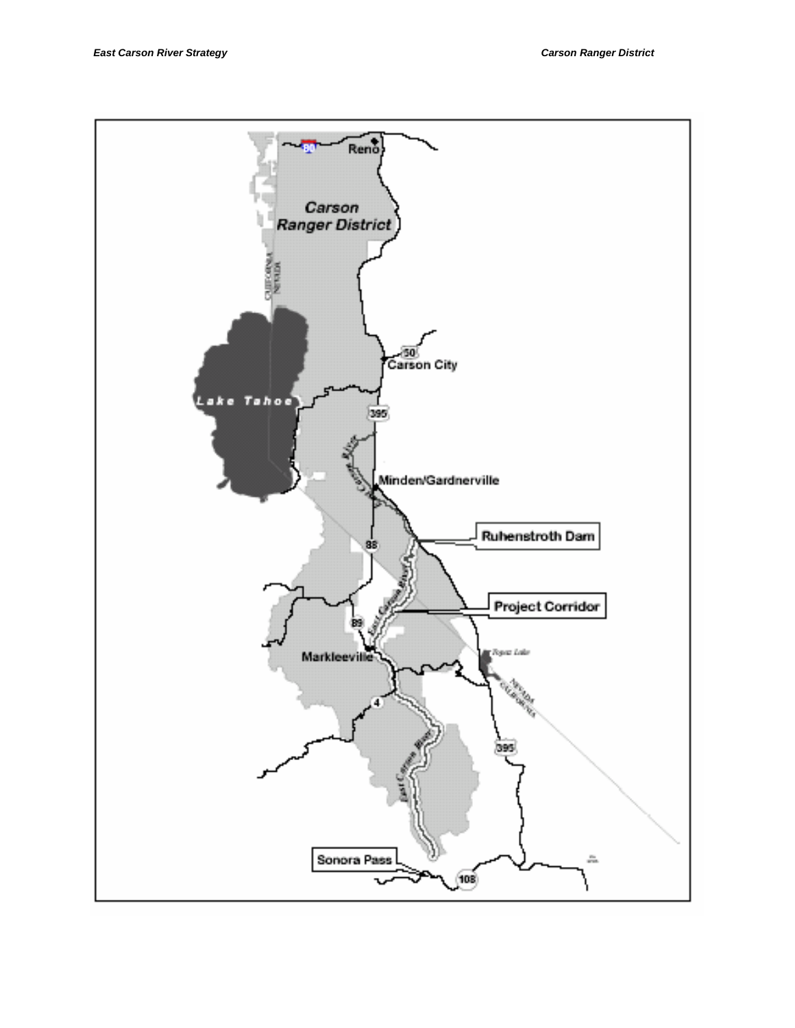Reno

Carson Ranger District

CALIFORNIA
NEVADA

Carson City

Lake Tahoe

Minden/Gardnerville

Ruhenstroth Dam

Project Corridor

Markleeville

Topaz Lake

NEVADA
CALIFORNIA

Sonora Pass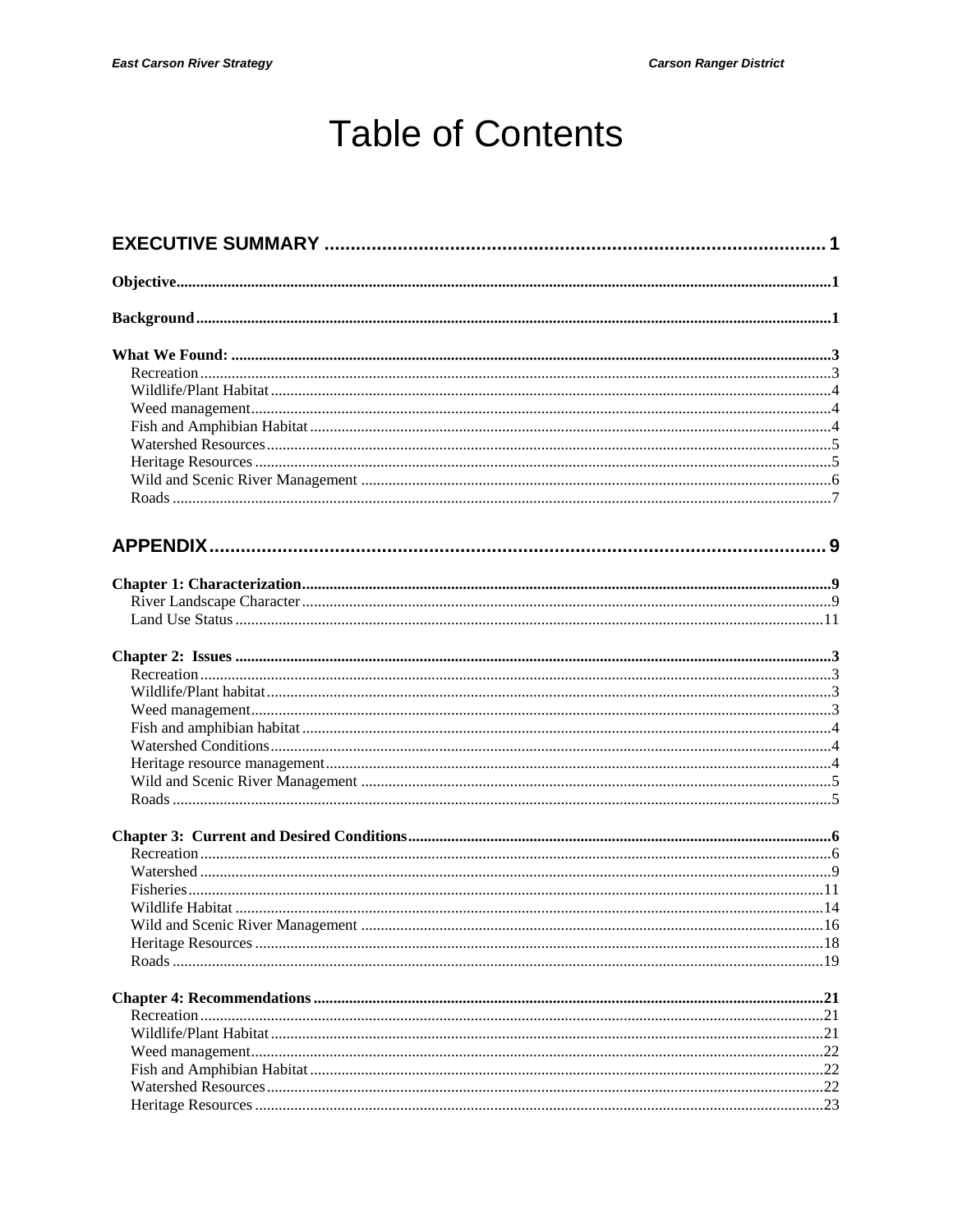# Table of Contents

**EXECUTIVE SUMMARY** ..... 1

**Objective** ..... 1

**Background** ..... 1

**What We Found:** ..... 3
- Recreation ..... 3
- Wildlife/Plant Habitat ..... 4
- Weed management ..... 4
- Fish and Amphibian Habitat ..... 4
- Watershed Resources ..... 5
- Heritage Resources ..... 5
- Wild and Scenic River Management ..... 6
- Roads ..... 7

**APPENDIX** ..... 9

**Chapter 1: Characterization** ..... 9
- River Landscape Character ..... 9
- Land Use Status ..... 11

**Chapter 2: Issues** ..... 3
- Recreation ..... 3
- Wildlife/Plant habitat ..... 3
- Weed management ..... 3
- Fish and amphibian habitat ..... 4
- Watershed Conditions ..... 4
- Heritage resource management ..... 4
- Wild and Scenic River Management ..... 5
- Roads ..... 5

**Chapter 3: Current and Desired Conditions** ..... 6
- Recreation ..... 6
- Watershed ..... 9
- Fisheries ..... 11
- Wildlife Habitat ..... 14
- Wild and Scenic River Management ..... 16
- Heritage Resources ..... 18
- Roads ..... 19

**Chapter 4: Recommendations** ..... 21
- Recreation ..... 21
- Wildlife/Plant Habitat ..... 21
- Weed management ..... 22
- Fish and Amphibian Habitat ..... 22
- Watershed Resources ..... 22
- Heritage Resources ..... 23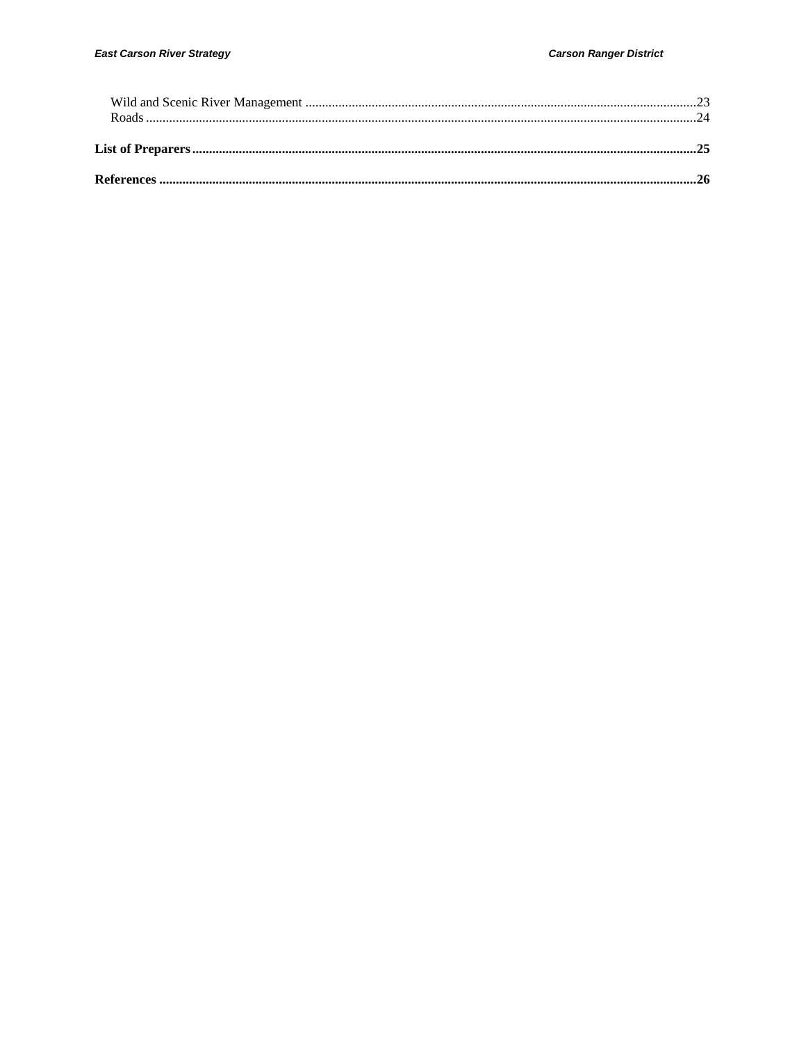Wild and Scenic River Management ........................................................................................................................23
Roads ..........................................................................................................................................................................24

**List of Preparers ....................................................................................................................................................25**

**References ..............................................................................................................................................................26**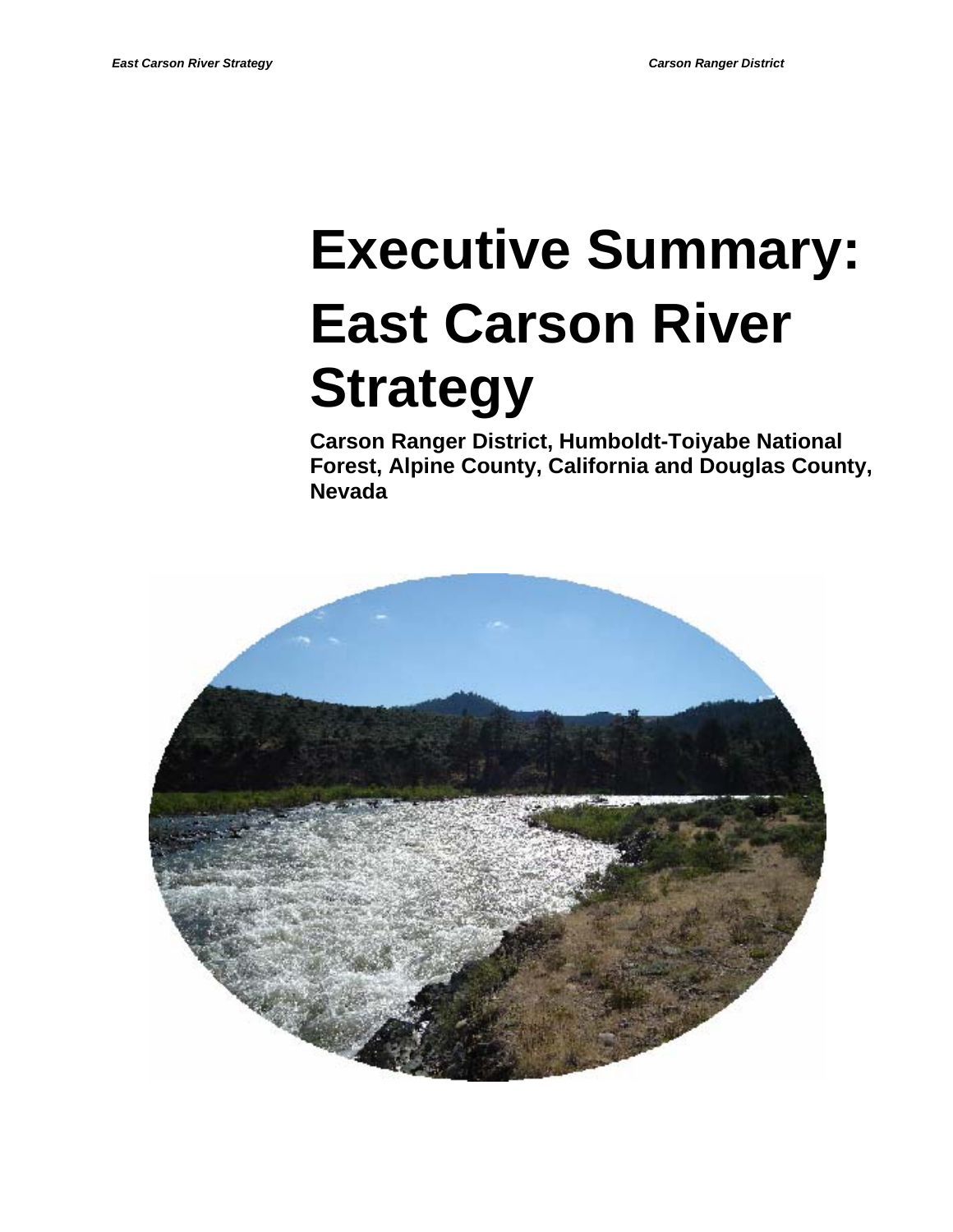# Executive Summary: East Carson River Strategy

**Carson Ranger District, Humboldt-Toiyabe National Forest, Alpine County, California and Douglas County, Nevada**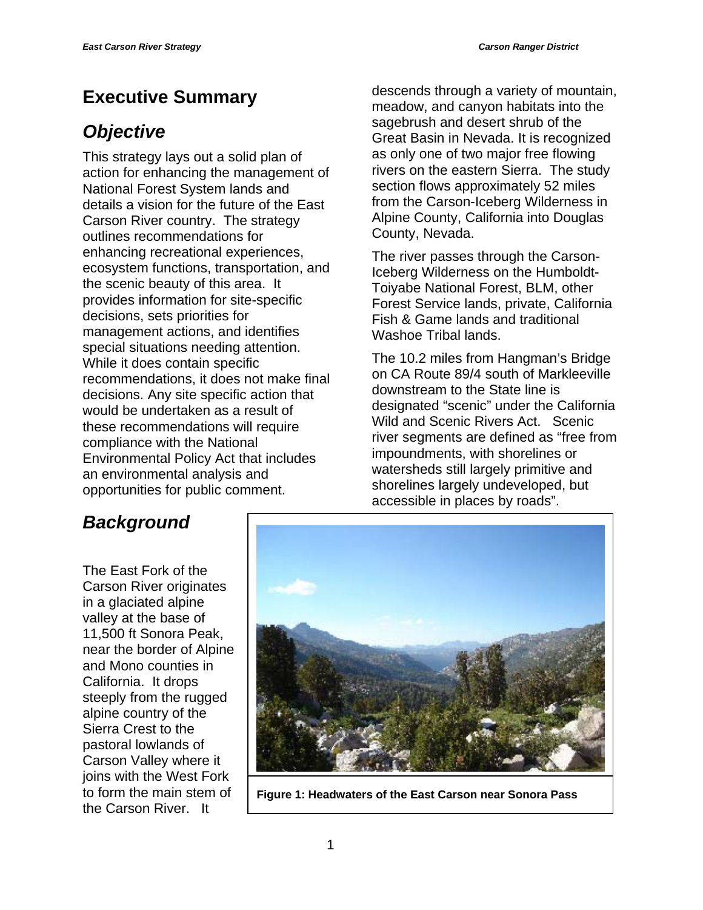# Executive Summary

## *Objective*

This strategy lays out a solid plan of action for enhancing the management of National Forest System lands and details a vision for the future of the East Carson River country. The strategy outlines recommendations for enhancing recreational experiences, ecosystem functions, transportation, and the scenic beauty of this area. It provides information for site-specific decisions, sets priorities for management actions, and identifies special situations needing attention. While it does contain specific recommendations, it does not make final decisions. Any site specific action that would be undertaken as a result of these recommendations will require compliance with the National Environmental Policy Act that includes an environmental analysis and opportunities for public comment.

## *Background*

The East Fork of the Carson River originates in a glaciated alpine valley at the base of 11,500 ft Sonora Peak, near the border of Alpine and Mono counties in California. It drops steeply from the rugged alpine country of the Sierra Crest to the pastoral lowlands of Carson Valley where it joins with the West Fork to form the main stem of the Carson River. It descends through a variety of mountain, meadow, and canyon habitats into the sagebrush and desert shrub of the Great Basin in Nevada. It is recognized as only one of two major free flowing rivers on the eastern Sierra. The study section flows approximately 52 miles from the Carson-Iceberg Wilderness in Alpine County, California into Douglas County, Nevada.

The river passes through the Carson-Iceberg Wilderness on the Humboldt-Toiyabe National Forest, BLM, other Forest Service lands, private, California Fish & Game lands and traditional Washoe Tribal lands.

The 10.2 miles from Hangman's Bridge on CA Route 89/4 south of Markleeville downstream to the State line is designated "scenic" under the California Wild and Scenic Rivers Act. Scenic river segments are defined as "free from impoundments, with shorelines or watersheds still largely primitive and shorelines largely undeveloped, but accessible in places by roads".

**Figure 1: Headwaters of the East Carson near Sonora Pass**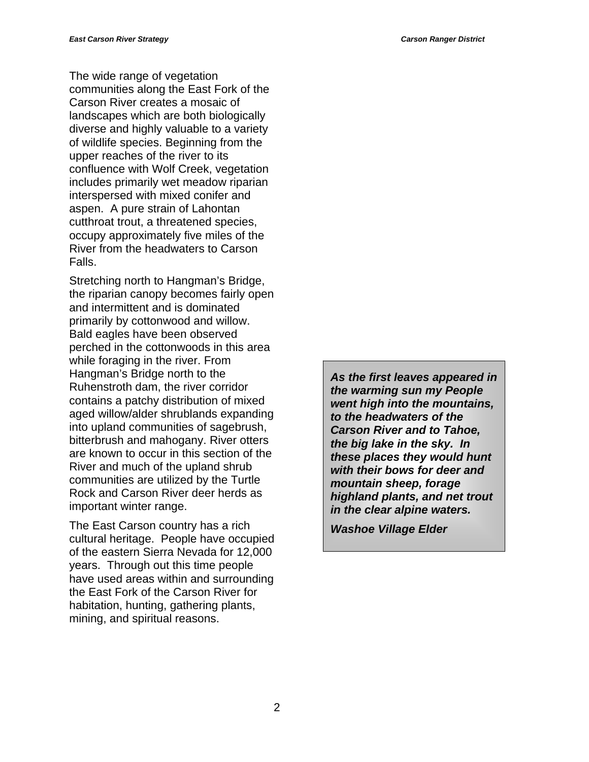The wide range of vegetation communities along the East Fork of the Carson River creates a mosaic of landscapes which are both biologically diverse and highly valuable to a variety of wildlife species. Beginning from the upper reaches of the river to its confluence with Wolf Creek, vegetation includes primarily wet meadow riparian interspersed with mixed conifer and aspen. A pure strain of Lahontan cutthroat trout, a threatened species, occupy approximately five miles of the River from the headwaters to Carson Falls.

Stretching north to Hangman's Bridge, the riparian canopy becomes fairly open and intermittent and is dominated primarily by cottonwood and willow. Bald eagles have been observed perched in the cottonwoods in this area while foraging in the river. From Hangman's Bridge north to the Ruhenstroth dam, the river corridor contains a patchy distribution of mixed aged willow/alder shrublands expanding into upland communities of sagebrush, bitterbrush and mahogany. River otters are known to occur in this section of the River and much of the upland shrub communities are utilized by the Turtle Rock and Carson River deer herds as important winter range.

The East Carson country has a rich cultural heritage. People have occupied of the eastern Sierra Nevada for 12,000 years. Through out this time people have used areas within and surrounding the East Fork of the Carson River for habitation, hunting, gathering plants, mining, and spiritual reasons.

> ***As the first leaves appeared in the warming sun my People went high into the mountains, to the headwaters of the Carson River and to Tahoe, the big lake in the sky. In these places they would hunt with their bows for deer and mountain sheep, forage highland plants, and net trout in the clear alpine waters.***
>
> ***Washoe Village Elder***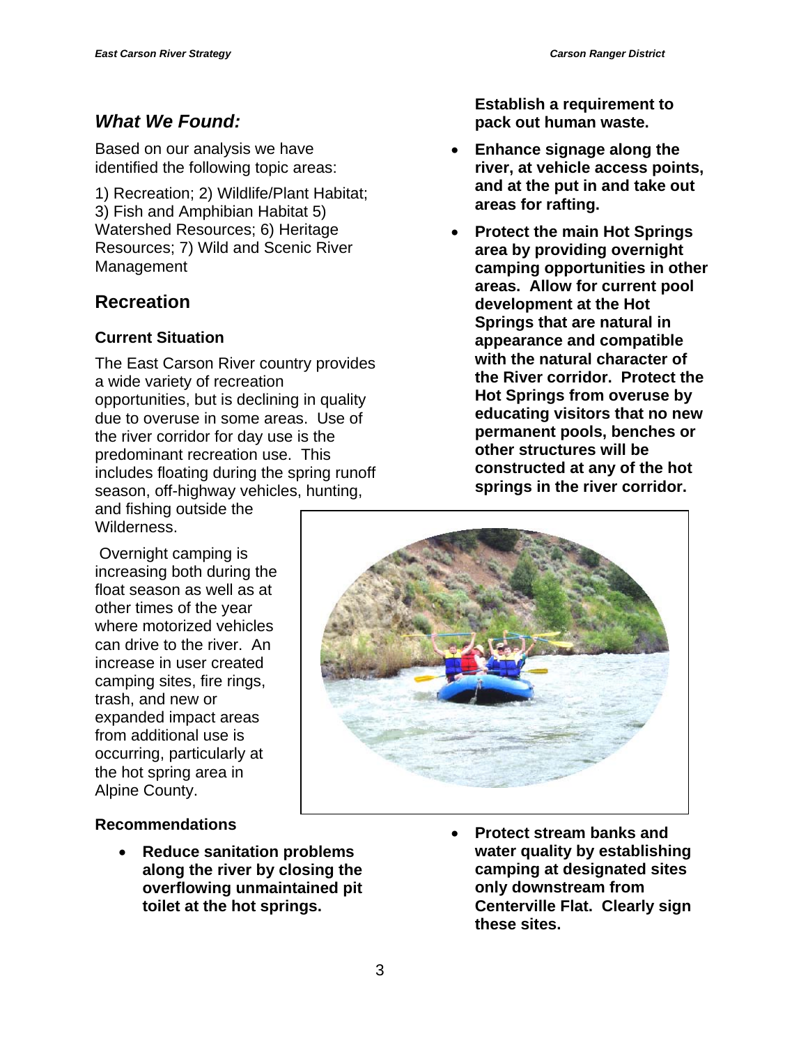## *What We Found:*

Based on our analysis we have identified the following topic areas:

1) Recreation; 2) Wildlife/Plant Habitat; 3) Fish and Amphibian Habitat 5) Watershed Resources; 6) Heritage Resources; 7) Wild and Scenic River Management

## Recreation

### Current Situation

The East Carson River country provides a wide variety of recreation opportunities, but is declining in quality due to overuse in some areas. Use of the river corridor for day use is the predominant recreation use. This includes floating during the spring runoff season, off-highway vehicles, hunting, and fishing outside the Wilderness.

Overnight camping is increasing both during the float season as well as at other times of the year where motorized vehicles can drive to the river. An increase in user created camping sites, fire rings, trash, and new or expanded impact areas from additional use is occurring, particularly at the hot spring area in Alpine County.

### Recommendations

- **Reduce sanitation problems along the river by closing the overflowing unmaintained pit toilet at the hot springs. Establish a requirement to pack out human waste.**
- **Enhance signage along the river, at vehicle access points, and at the put in and take out areas for rafting.**
- **Protect the main Hot Springs area by providing overnight camping opportunities in other areas. Allow for current pool development at the Hot Springs that are natural in appearance and compatible with the natural character of the River corridor. Protect the Hot Springs from overuse by educating visitors that no new permanent pools, benches or other structures will be constructed at any of the hot springs in the river corridor.**
- **Protect stream banks and water quality by establishing camping at designated sites only downstream from Centerville Flat. Clearly sign these sites.**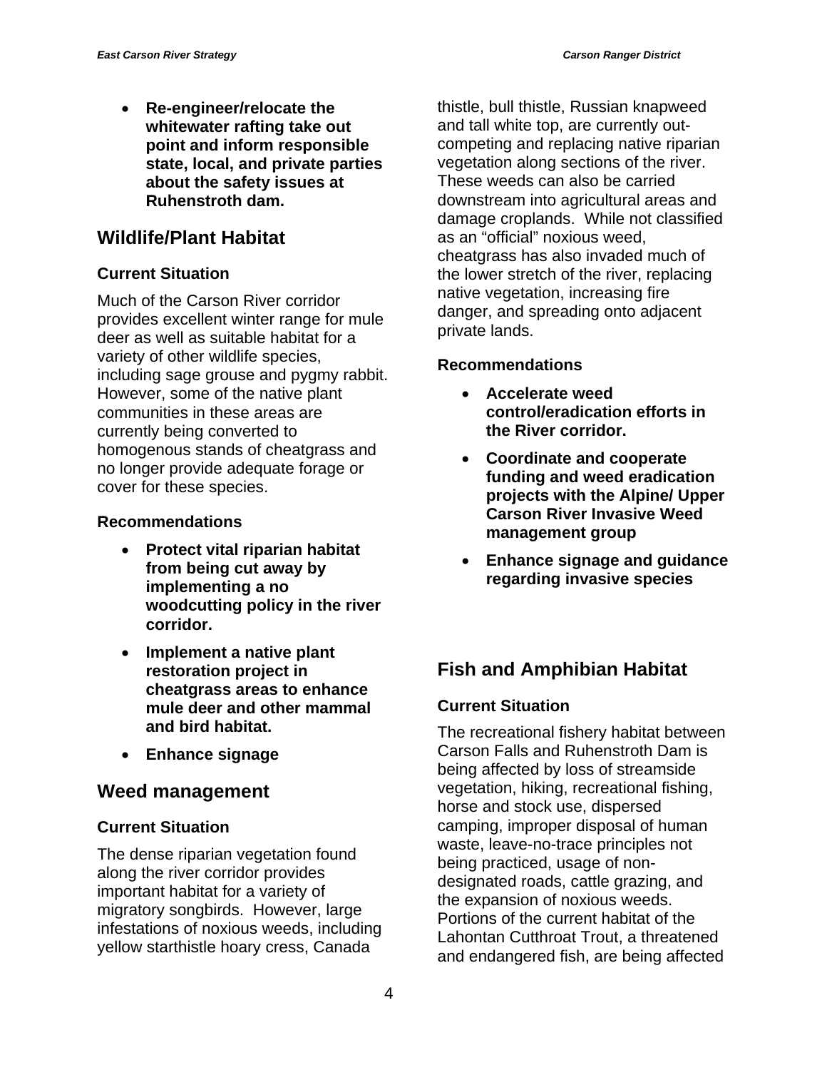- **Re-engineer/relocate the whitewater rafting take out point and inform responsible state, local, and private parties about the safety issues at Ruhenstroth dam.**

## Wildlife/Plant Habitat

### Current Situation

Much of the Carson River corridor provides excellent winter range for mule deer as well as suitable habitat for a variety of other wildlife species, including sage grouse and pygmy rabbit. However, some of the native plant communities in these areas are currently being converted to homogenous stands of cheatgrass and no longer provide adequate forage or cover for these species.

### Recommendations

- **Protect vital riparian habitat from being cut away by implementing a no woodcutting policy in the river corridor.**
- **Implement a native plant restoration project in cheatgrass areas to enhance mule deer and other mammal and bird habitat.**
- **Enhance signage**

## Weed management

### Current Situation

The dense riparian vegetation found along the river corridor provides important habitat for a variety of migratory songbirds. However, large infestations of noxious weeds, including yellow starthistle hoary cress, Canada thistle, bull thistle, Russian knapweed and tall white top, are currently out-competing and replacing native riparian vegetation along sections of the river. These weeds can also be carried downstream into agricultural areas and damage croplands. While not classified as an "official" noxious weed, cheatgrass has also invaded much of the lower stretch of the river, replacing native vegetation, increasing fire danger, and spreading onto adjacent private lands.

### Recommendations

- **Accelerate weed control/eradication efforts in the River corridor.**
- **Coordinate and cooperate funding and weed eradication projects with the Alpine/ Upper Carson River Invasive Weed management group**
- **Enhance signage and guidance regarding invasive species**

## Fish and Amphibian Habitat

### Current Situation

The recreational fishery habitat between Carson Falls and Ruhenstroth Dam is being affected by loss of streamside vegetation, hiking, recreational fishing, horse and stock use, dispersed camping, improper disposal of human waste, leave-no-trace principles not being practiced, usage of non-designated roads, cattle grazing, and the expansion of noxious weeds. Portions of the current habitat of the Lahontan Cutthroat Trout, a threatened and endangered fish, are being affected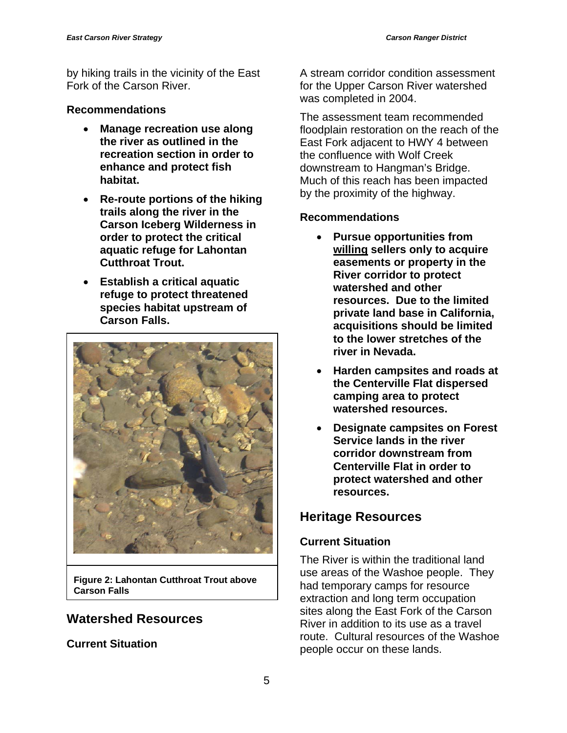by hiking trails in the vicinity of the East Fork of the Carson River.

### Recommendations

- **Manage recreation use along the river as outlined in the recreation section in order to enhance and protect fish habitat.**
- **Re-route portions of the hiking trails along the river in the Carson Iceberg Wilderness in order to protect the critical aquatic refuge for Lahontan Cutthroat Trout.**
- **Establish a critical aquatic refuge to protect threatened species habitat upstream of Carson Falls.**

**Figure 2: Lahontan Cutthroat Trout above Carson Falls**

## Watershed Resources

### Current Situation

A stream corridor condition assessment for the Upper Carson River watershed was completed in 2004.

The assessment team recommended floodplain restoration on the reach of the East Fork adjacent to HWY 4 between the confluence with Wolf Creek downstream to Hangman's Bridge. Much of this reach has been impacted by the proximity of the highway.

### Recommendations

- **Pursue opportunities from <u>willing</u> sellers only to acquire easements or property in the River corridor to protect watershed and other resources. Due to the limited private land base in California, acquisitions should be limited to the lower stretches of the river in Nevada.**
- **Harden campsites and roads at the Centerville Flat dispersed camping area to protect watershed resources.**
- **Designate campsites on Forest Service lands in the river corridor downstream from Centerville Flat in order to protect watershed and other resources.**

## Heritage Resources

### Current Situation

The River is within the traditional land use areas of the Washoe people. They had temporary camps for resource extraction and long term occupation sites along the East Fork of the Carson River in addition to its use as a travel route. Cultural resources of the Washoe people occur on these lands.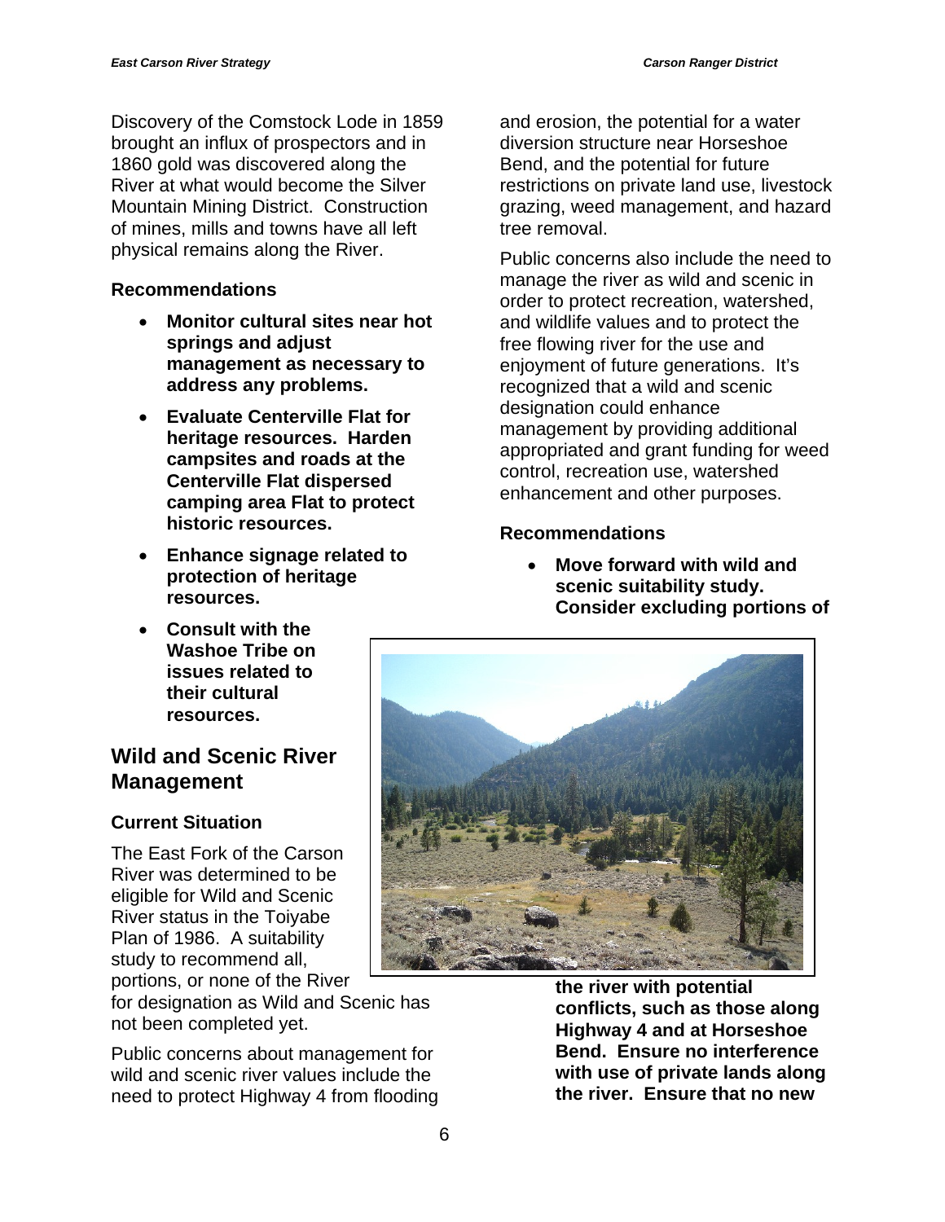Discovery of the Comstock Lode in 1859 brought an influx of prospectors and in 1860 gold was discovered along the River at what would become the Silver Mountain Mining District. Construction of mines, mills and towns have all left physical remains along the River.

#### Recommendations

- **Monitor cultural sites near hot springs and adjust management as necessary to address any problems.**
- **Evaluate Centerville Flat for heritage resources. Harden campsites and roads at the Centerville Flat dispersed camping area Flat to protect historic resources.**
- **Enhance signage related to protection of heritage resources.**
- **Consult with the Washoe Tribe on issues related to their cultural resources.**

## Wild and Scenic River Management

#### Current Situation

The East Fork of the Carson River was determined to be eligible for Wild and Scenic River status in the Toiyabe Plan of 1986. A suitability study to recommend all, portions, or none of the River for designation as Wild and Scenic has not been completed yet.

Public concerns about management for wild and scenic river values include the need to protect Highway 4 from flooding and erosion, the potential for a water diversion structure near Horseshoe Bend, and the potential for future restrictions on private land use, livestock grazing, weed management, and hazard tree removal.

Public concerns also include the need to manage the river as wild and scenic in order to protect recreation, watershed, and wildlife values and to protect the free flowing river for the use and enjoyment of future generations. It's recognized that a wild and scenic designation could enhance management by providing additional appropriated and grant funding for weed control, recreation use, watershed enhancement and other purposes.

#### Recommendations

- **Move forward with wild and scenic suitability study. Consider excluding portions of the river with potential conflicts, such as those along Highway 4 and at Horseshoe Bend. Ensure no interference with use of private lands along the river. Ensure that no new**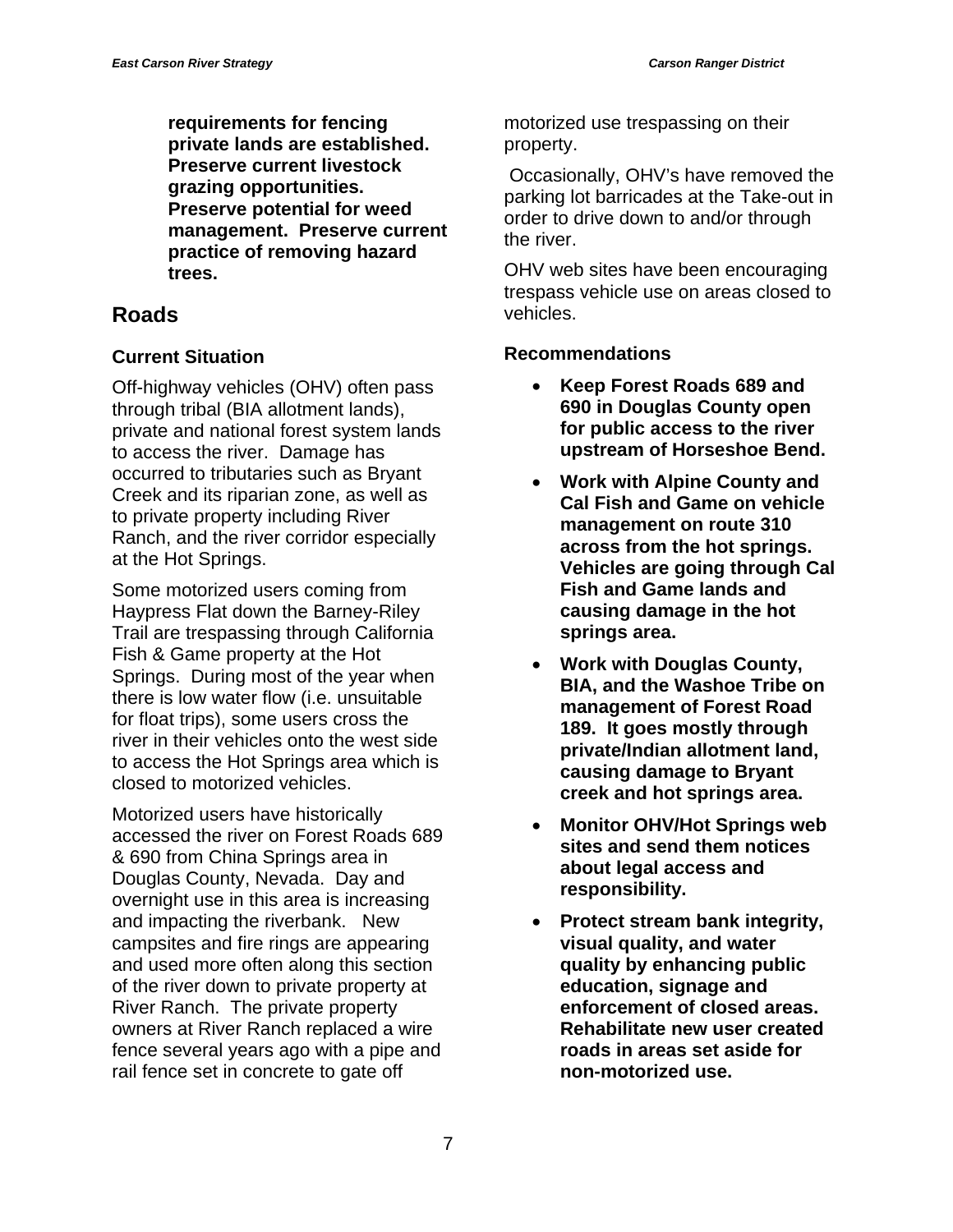**requirements for fencing private lands are established. Preserve current livestock grazing opportunities. Preserve potential for weed management. Preserve current practice of removing hazard trees.**

## Roads

### Current Situation

Off-highway vehicles (OHV) often pass through tribal (BIA allotment lands), private and national forest system lands to access the river. Damage has occurred to tributaries such as Bryant Creek and its riparian zone, as well as to private property including River Ranch, and the river corridor especially at the Hot Springs.

Some motorized users coming from Haypress Flat down the Barney-Riley Trail are trespassing through California Fish & Game property at the Hot Springs. During most of the year when there is low water flow (i.e. unsuitable for float trips), some users cross the river in their vehicles onto the west side to access the Hot Springs area which is closed to motorized vehicles.

Motorized users have historically accessed the river on Forest Roads 689 & 690 from China Springs area in Douglas County, Nevada. Day and overnight use in this area is increasing and impacting the riverbank. New campsites and fire rings are appearing and used more often along this section of the river down to private property at River Ranch. The private property owners at River Ranch replaced a wire fence several years ago with a pipe and rail fence set in concrete to gate off motorized use trespassing on their property.

Occasionally, OHV's have removed the parking lot barricades at the Take-out in order to drive down to and/or through the river.

OHV web sites have been encouraging trespass vehicle use on areas closed to vehicles.

### Recommendations

- **Keep Forest Roads 689 and 690 in Douglas County open for public access to the river upstream of Horseshoe Bend.**
- **Work with Alpine County and Cal Fish and Game on vehicle management on route 310 across from the hot springs. Vehicles are going through Cal Fish and Game lands and causing damage in the hot springs area.**
- **Work with Douglas County, BIA, and the Washoe Tribe on management of Forest Road 189. It goes mostly through private/Indian allotment land, causing damage to Bryant creek and hot springs area.**
- **Monitor OHV/Hot Springs web sites and send them notices about legal access and responsibility.**
- **Protect stream bank integrity, visual quality, and water quality by enhancing public education, signage and enforcement of closed areas. Rehabilitate new user created roads in areas set aside for non-motorized use.**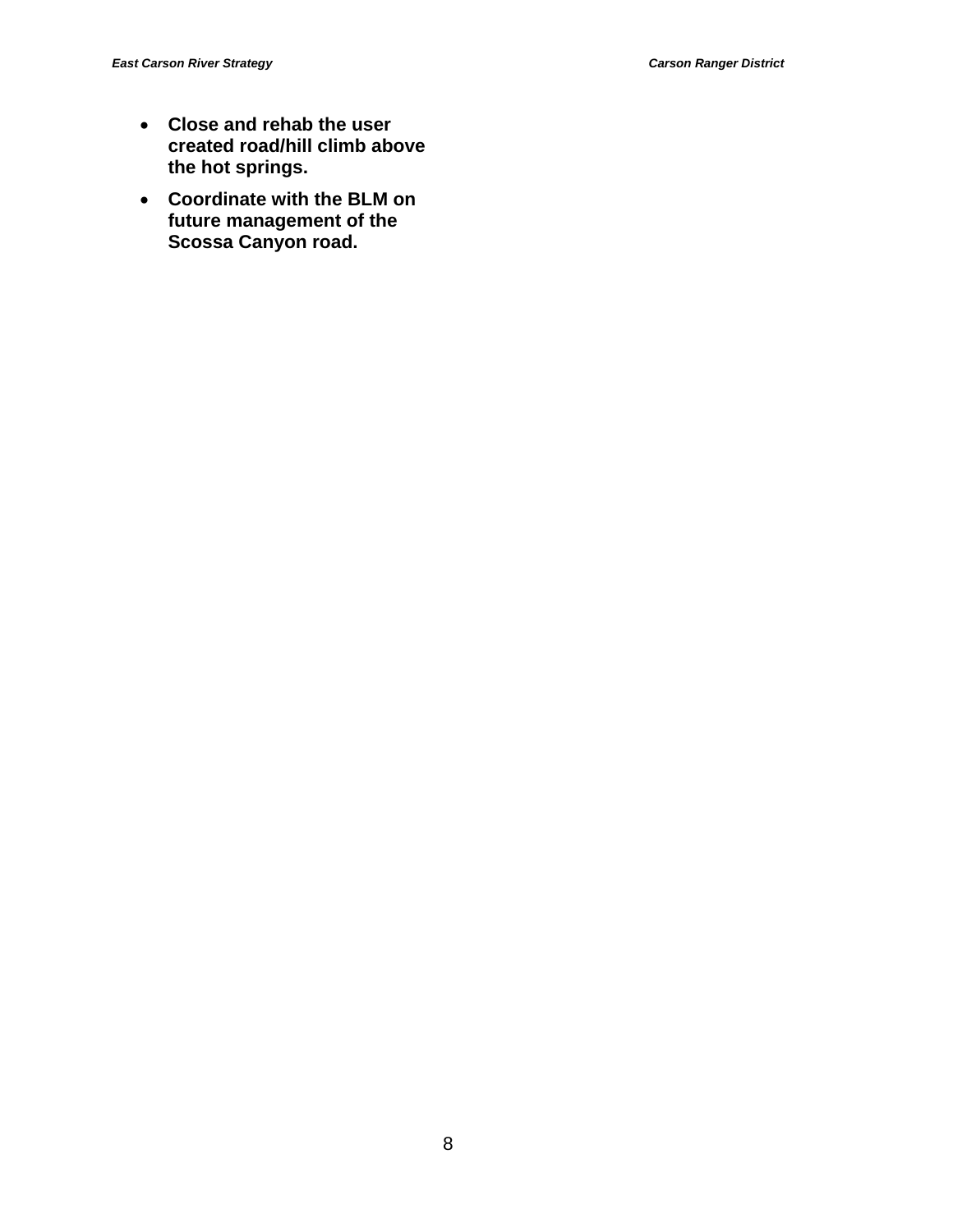- **Close and rehab the user created road/hill climb above the hot springs.**
- **Coordinate with the BLM on future management of the Scossa Canyon road.**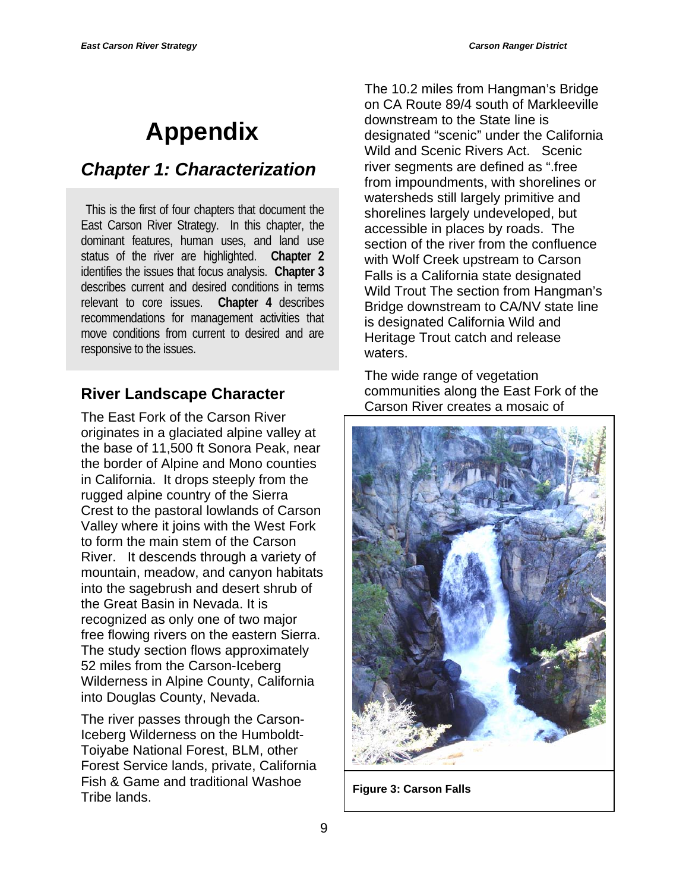# Appendix

## *Chapter 1: Characterization*

This is the first of four chapters that document the East Carson River Strategy. In this chapter, the dominant features, human uses, and land use status of the river are highlighted. **Chapter 2** identifies the issues that focus analysis. **Chapter 3** describes current and desired conditions in terms relevant to core issues. **Chapter 4** describes recommendations for management activities that move conditions from current to desired and are responsive to the issues.

### River Landscape Character

The East Fork of the Carson River originates in a glaciated alpine valley at the base of 11,500 ft Sonora Peak, near the border of Alpine and Mono counties in California. It drops steeply from the rugged alpine country of the Sierra Crest to the pastoral lowlands of Carson Valley where it joins with the West Fork to form the main stem of the Carson River. It descends through a variety of mountain, meadow, and canyon habitats into the sagebrush and desert shrub of the Great Basin in Nevada. It is recognized as only one of two major free flowing rivers on the eastern Sierra. The study section flows approximately 52 miles from the Carson-Iceberg Wilderness in Alpine County, California into Douglas County, Nevada.

The river passes through the Carson-Iceberg Wilderness on the Humboldt-Toiyabe National Forest, BLM, other Forest Service lands, private, California Fish & Game and traditional Washoe Tribe lands.

The 10.2 miles from Hangman's Bridge on CA Route 89/4 south of Markleeville downstream to the State line is designated "scenic" under the California Wild and Scenic Rivers Act. Scenic river segments are defined as ".free from impoundments, with shorelines or watersheds still largely primitive and shorelines largely undeveloped, but accessible in places by roads. The section of the river from the confluence with Wolf Creek upstream to Carson Falls is a California state designated Wild Trout The section from Hangman's Bridge downstream to CA/NV state line is designated California Wild and Heritage Trout catch and release waters.

The wide range of vegetation communities along the East Fork of the Carson River creates a mosaic of

**Figure 3: Carson Falls**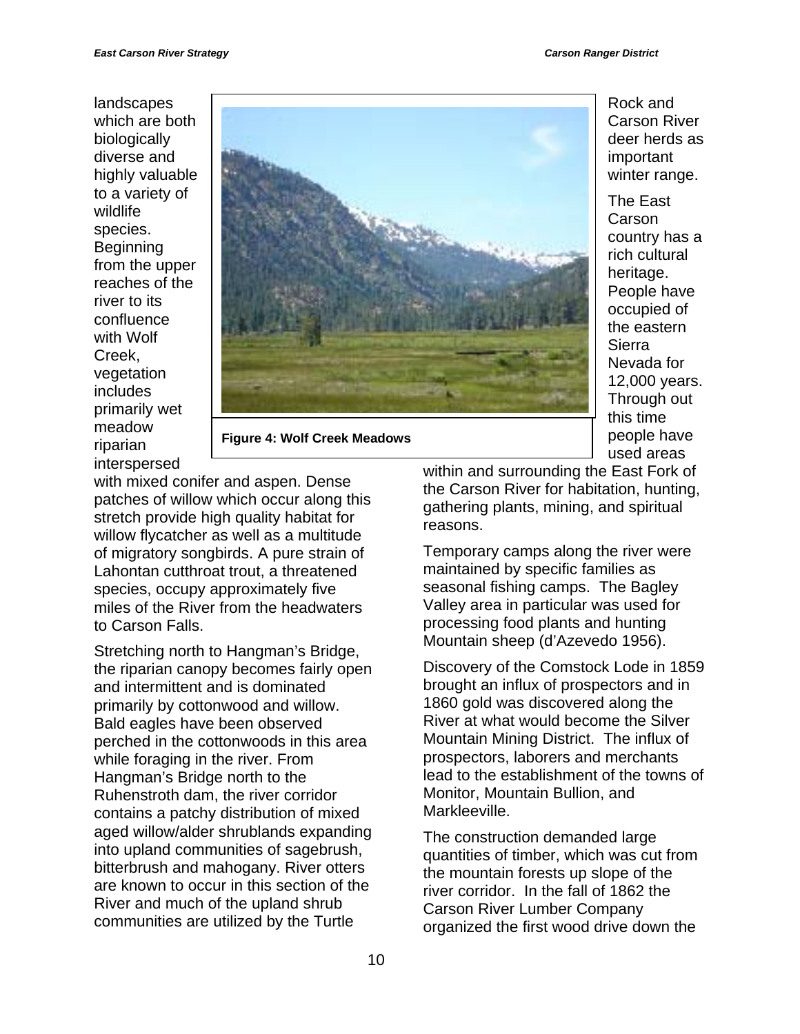landscapes which are both biologically diverse and highly valuable to a variety of wildlife species. Beginning from the upper reaches of the river to its confluence with Wolf Creek, vegetation includes primarily wet meadow riparian interspersed with mixed conifer and aspen. Dense patches of willow which occur along this stretch provide high quality habitat for willow flycatcher as well as a multitude of migratory songbirds. A pure strain of Lahontan cutthroat trout, a threatened species, occupy approximately five miles of the River from the headwaters to Carson Falls.

**Figure 4: Wolf Creek Meadows**

Stretching north to Hangman's Bridge, the riparian canopy becomes fairly open and intermittent and is dominated primarily by cottonwood and willow. Bald eagles have been observed perched in the cottonwoods in this area while foraging in the river. From Hangman's Bridge north to the Ruhenstroth dam, the river corridor contains a patchy distribution of mixed aged willow/alder shrublands expanding into upland communities of sagebrush, bitterbrush and mahogany. River otters are known to occur in this section of the River and much of the upland shrub communities are utilized by the Turtle Rock and Carson River deer herds as important winter range.

The East Carson country has a rich cultural heritage. People have occupied of the eastern Sierra Nevada for 12,000 years. Through out this time people have used areas within and surrounding the East Fork of the Carson River for habitation, hunting, gathering plants, mining, and spiritual reasons.

Temporary camps along the river were maintained by specific families as seasonal fishing camps. The Bagley Valley area in particular was used for processing food plants and hunting Mountain sheep (d'Azevedo 1956).

Discovery of the Comstock Lode in 1859 brought an influx of prospectors and in 1860 gold was discovered along the River at what would become the Silver Mountain Mining District. The influx of prospectors, laborers and merchants lead to the establishment of the towns of Monitor, Mountain Bullion, and Markleeville.

The construction demanded large quantities of timber, which was cut from the mountain forests up slope of the river corridor. In the fall of 1862 the Carson River Lumber Company organized the first wood drive down the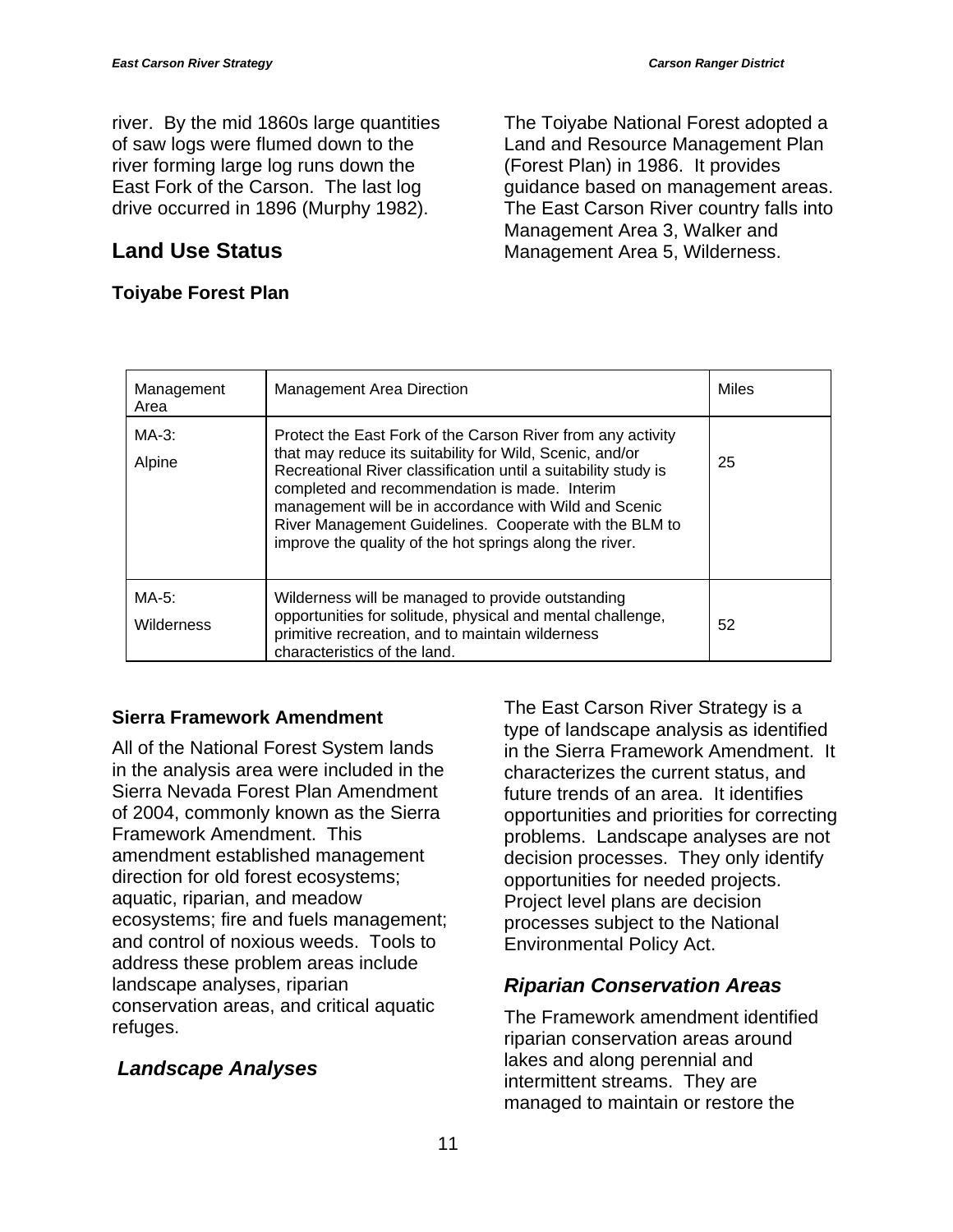river. By the mid 1860s large quantities of saw logs were flumed down to the river forming large log runs down the East Fork of the Carson. The last log drive occurred in 1896 (Murphy 1982).

## Land Use Status

### Toiyabe Forest Plan

The Toiyabe National Forest adopted a Land and Resource Management Plan (Forest Plan) in 1986. It provides guidance based on management areas. The East Carson River country falls into Management Area 3, Walker and Management Area 5, Wilderness.

| Management Area | Management Area Direction | Miles |
|---|---|---|
| MA-3: Alpine | Protect the East Fork of the Carson River from any activity that may reduce its suitability for Wild, Scenic, and/or Recreational River classification until a suitability study is completed and recommendation is made. Interim management will be in accordance with Wild and Scenic River Management Guidelines. Cooperate with the BLM to improve the quality of the hot springs along the river. | 25 |
| MA-5: Wilderness | Wilderness will be managed to provide outstanding opportunities for solitude, physical and mental challenge, primitive recreation, and to maintain wilderness characteristics of the land. | 52 |

### Sierra Framework Amendment

All of the National Forest System lands in the analysis area were included in the Sierra Nevada Forest Plan Amendment of 2004, commonly known as the Sierra Framework Amendment. This amendment established management direction for old forest ecosystems; aquatic, riparian, and meadow ecosystems; fire and fuels management; and control of noxious weeds. Tools to address these problem areas include landscape analyses, riparian conservation areas, and critical aquatic refuges.

### *Landscape Analyses*

The East Carson River Strategy is a type of landscape analysis as identified in the Sierra Framework Amendment. It characterizes the current status, and future trends of an area. It identifies opportunities and priorities for correcting problems. Landscape analyses are not decision processes. They only identify opportunities for needed projects. Project level plans are decision processes subject to the National Environmental Policy Act.

### *Riparian Conservation Areas*

The Framework amendment identified riparian conservation areas around lakes and along perennial and intermittent streams. They are managed to maintain or restore the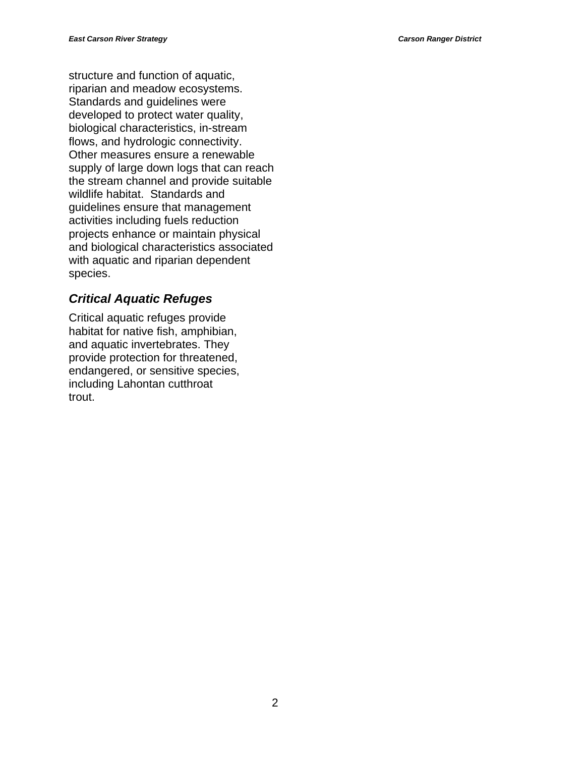structure and function of aquatic, riparian and meadow ecosystems. Standards and guidelines were developed to protect water quality, biological characteristics, in-stream flows, and hydrologic connectivity. Other measures ensure a renewable supply of large down logs that can reach the stream channel and provide suitable wildlife habitat. Standards and guidelines ensure that management activities including fuels reduction projects enhance or maintain physical and biological characteristics associated with aquatic and riparian dependent species.

### *Critical Aquatic Refuges*

Critical aquatic refuges provide habitat for native fish, amphibian, and aquatic invertebrates. They provide protection for threatened, endangered, or sensitive species, including Lahontan cutthroat trout.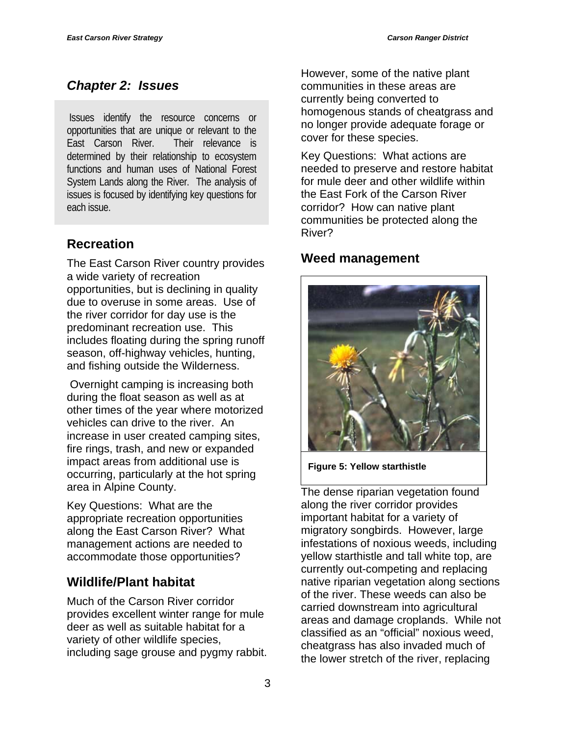## *Chapter 2: Issues*

Issues identify the resource concerns or opportunities that are unique or relevant to the East Carson River. Their relevance is determined by their relationship to ecosystem functions and human uses of National Forest System Lands along the River. The analysis of issues is focused by identifying key questions for each issue.

### Recreation

The East Carson River country provides a wide variety of recreation opportunities, but is declining in quality due to overuse in some areas. Use of the river corridor for day use is the predominant recreation use. This includes floating during the spring runoff season, off-highway vehicles, hunting, and fishing outside the Wilderness.

Overnight camping is increasing both during the float season as well as at other times of the year where motorized vehicles can drive to the river. An increase in user created camping sites, fire rings, trash, and new or expanded impact areas from additional use is occurring, particularly at the hot spring area in Alpine County.

Key Questions: What are the appropriate recreation opportunities along the East Carson River? What management actions are needed to accommodate those opportunities?

### Wildlife/Plant habitat

Much of the Carson River corridor provides excellent winter range for mule deer as well as suitable habitat for a variety of other wildlife species, including sage grouse and pygmy rabbit. However, some of the native plant communities in these areas are currently being converted to homogenous stands of cheatgrass and no longer provide adequate forage or cover for these species.

Key Questions: What actions are needed to preserve and restore habitat for mule deer and other wildlife within the East Fork of the Carson River corridor? How can native plant communities be protected along the River?

### Weed management

**Figure 5: Yellow starthistle**

The dense riparian vegetation found along the river corridor provides important habitat for a variety of migratory songbirds. However, large infestations of noxious weeds, including yellow starthistle and tall white top, are currently out-competing and replacing native riparian vegetation along sections of the river. These weeds can also be carried downstream into agricultural areas and damage croplands. While not classified as an "official" noxious weed, cheatgrass has also invaded much of the lower stretch of the river, replacing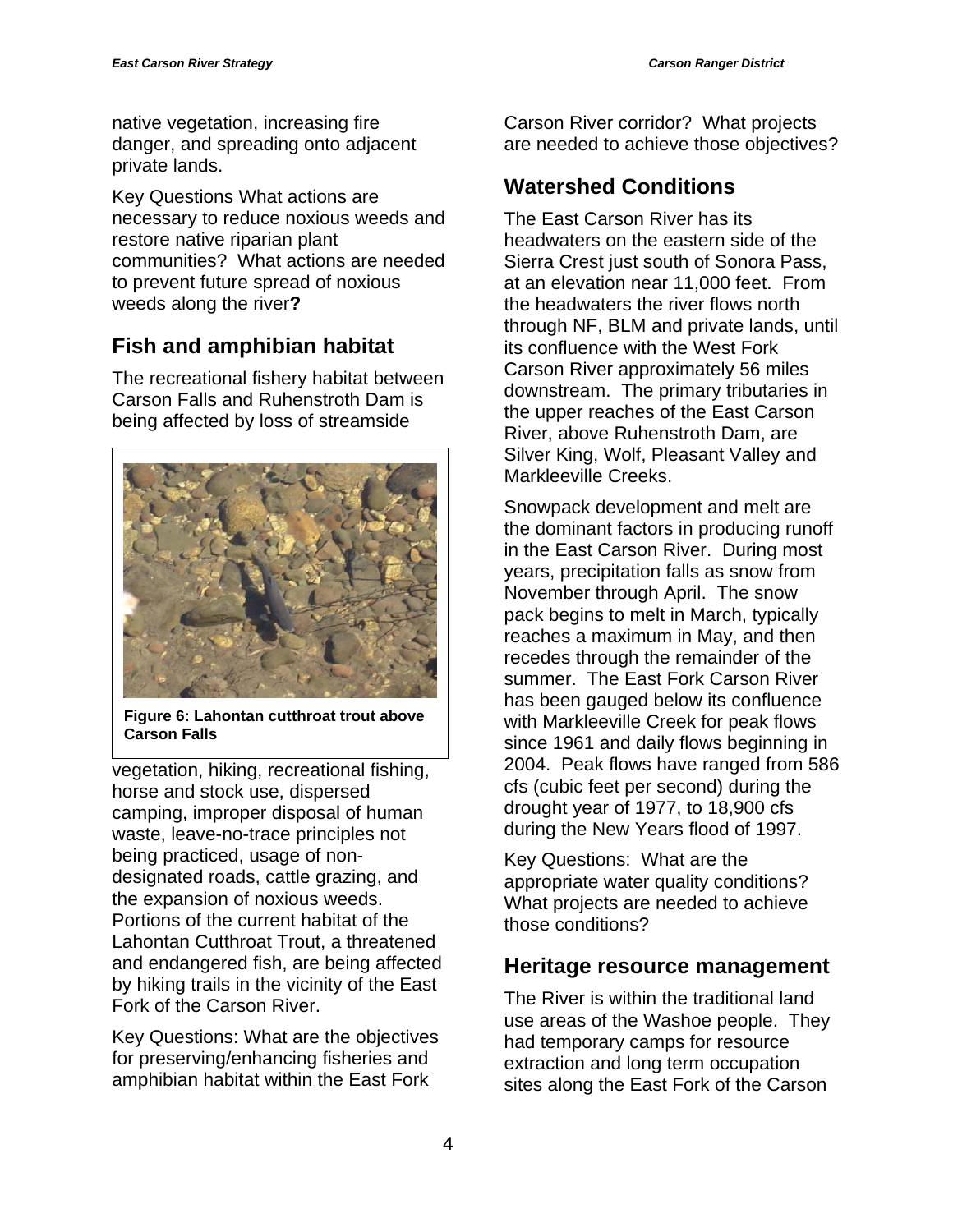native vegetation, increasing fire danger, and spreading onto adjacent private lands.

Key Questions What actions are necessary to reduce noxious weeds and restore native riparian plant communities? What actions are needed to prevent future spread of noxious weeds along the river**?**

## Fish and amphibian habitat

The recreational fishery habitat between Carson Falls and Ruhenstroth Dam is being affected by loss of streamside vegetation, hiking, recreational fishing, horse and stock use, dispersed camping, improper disposal of human waste, leave-no-trace principles not being practiced, usage of non-designated roads, cattle grazing, and the expansion of noxious weeds. Portions of the current habitat of the Lahontan Cutthroat Trout, a threatened and endangered fish, are being affected by hiking trails in the vicinity of the East Fork of the Carson River.

**Figure 6: Lahontan cutthroat trout above Carson Falls**

Key Questions: What are the objectives for preserving/enhancing fisheries and amphibian habitat within the East Fork Carson River corridor? What projects are needed to achieve those objectives?

## Watershed Conditions

The East Carson River has its headwaters on the eastern side of the Sierra Crest just south of Sonora Pass, at an elevation near 11,000 feet. From the headwaters the river flows north through NF, BLM and private lands, until its confluence with the West Fork Carson River approximately 56 miles downstream. The primary tributaries in the upper reaches of the East Carson River, above Ruhenstroth Dam, are Silver King, Wolf, Pleasant Valley and Markleeville Creeks.

Snowpack development and melt are the dominant factors in producing runoff in the East Carson River. During most years, precipitation falls as snow from November through April. The snow pack begins to melt in March, typically reaches a maximum in May, and then recedes through the remainder of the summer. The East Fork Carson River has been gauged below its confluence with Markleeville Creek for peak flows since 1961 and daily flows beginning in 2004. Peak flows have ranged from 586 cfs (cubic feet per second) during the drought year of 1977, to 18,900 cfs during the New Years flood of 1997.

Key Questions: What are the appropriate water quality conditions? What projects are needed to achieve those conditions?

## Heritage resource management

The River is within the traditional land use areas of the Washoe people. They had temporary camps for resource extraction and long term occupation sites along the East Fork of the Carson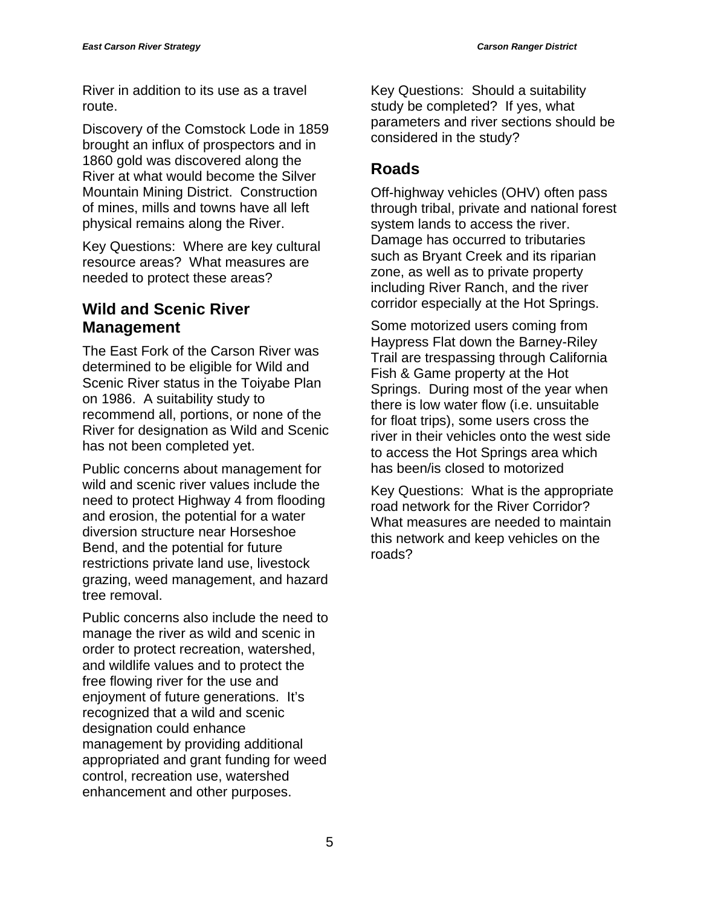River in addition to its use as a travel route.

Discovery of the Comstock Lode in 1859 brought an influx of prospectors and in 1860 gold was discovered along the River at what would become the Silver Mountain Mining District. Construction of mines, mills and towns have all left physical remains along the River.

Key Questions: Where are key cultural resource areas? What measures are needed to protect these areas?

## Wild and Scenic River Management

The East Fork of the Carson River was determined to be eligible for Wild and Scenic River status in the Toiyabe Plan on 1986. A suitability study to recommend all, portions, or none of the River for designation as Wild and Scenic has not been completed yet.

Public concerns about management for wild and scenic river values include the need to protect Highway 4 from flooding and erosion, the potential for a water diversion structure near Horseshoe Bend, and the potential for future restrictions private land use, livestock grazing, weed management, and hazard tree removal.

Public concerns also include the need to manage the river as wild and scenic in order to protect recreation, watershed, and wildlife values and to protect the free flowing river for the use and enjoyment of future generations. It's recognized that a wild and scenic designation could enhance management by providing additional appropriated and grant funding for weed control, recreation use, watershed enhancement and other purposes.

Key Questions: Should a suitability study be completed? If yes, what parameters and river sections should be considered in the study?

## Roads

Off-highway vehicles (OHV) often pass through tribal, private and national forest system lands to access the river. Damage has occurred to tributaries such as Bryant Creek and its riparian zone, as well as to private property including River Ranch, and the river corridor especially at the Hot Springs.

Some motorized users coming from Haypress Flat down the Barney-Riley Trail are trespassing through California Fish & Game property at the Hot Springs. During most of the year when there is low water flow (i.e. unsuitable for float trips), some users cross the river in their vehicles onto the west side to access the Hot Springs area which has been/is closed to motorized

Key Questions: What is the appropriate road network for the River Corridor? What measures are needed to maintain this network and keep vehicles on the roads?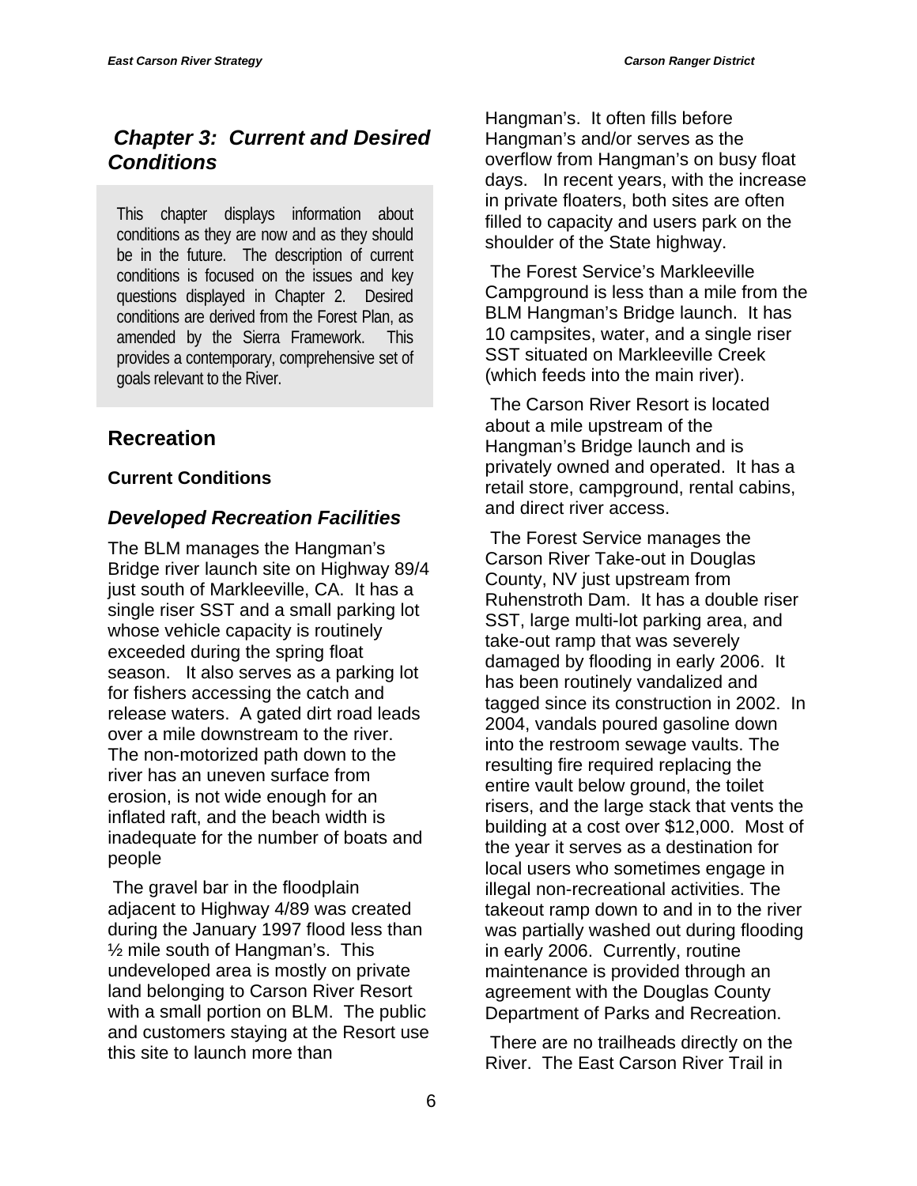## *Chapter 3: Current and Desired Conditions*

This chapter displays information about conditions as they are now and as they should be in the future. The description of current conditions is focused on the issues and key questions displayed in Chapter 2. Desired conditions are derived from the Forest Plan, as amended by the Sierra Framework. This provides a contemporary, comprehensive set of goals relevant to the River.

## Recreation

### Current Conditions

### *Developed Recreation Facilities*

The BLM manages the Hangman's Bridge river launch site on Highway 89/4 just south of Markleeville, CA. It has a single riser SST and a small parking lot whose vehicle capacity is routinely exceeded during the spring float season. It also serves as a parking lot for fishers accessing the catch and release waters. A gated dirt road leads over a mile downstream to the river. The non-motorized path down to the river has an uneven surface from erosion, is not wide enough for an inflated raft, and the beach width is inadequate for the number of boats and people

The gravel bar in the floodplain adjacent to Highway 4/89 was created during the January 1997 flood less than ½ mile south of Hangman's. This undeveloped area is mostly on private land belonging to Carson River Resort with a small portion on BLM. The public and customers staying at the Resort use this site to launch more than Hangman's. It often fills before Hangman's and/or serves as the overflow from Hangman's on busy float days. In recent years, with the increase in private floaters, both sites are often filled to capacity and users park on the shoulder of the State highway.

The Forest Service's Markleeville Campground is less than a mile from the BLM Hangman's Bridge launch. It has 10 campsites, water, and a single riser SST situated on Markleeville Creek (which feeds into the main river).

The Carson River Resort is located about a mile upstream of the Hangman's Bridge launch and is privately owned and operated. It has a retail store, campground, rental cabins, and direct river access.

The Forest Service manages the Carson River Take-out in Douglas County, NV just upstream from Ruhenstroth Dam. It has a double riser SST, large multi-lot parking area, and take-out ramp that was severely damaged by flooding in early 2006. It has been routinely vandalized and tagged since its construction in 2002. In 2004, vandals poured gasoline down into the restroom sewage vaults. The resulting fire required replacing the entire vault below ground, the toilet risers, and the large stack that vents the building at a cost over $12,000. Most of the year it serves as a destination for local users who sometimes engage in illegal non-recreational activities. The takeout ramp down to and in to the river was partially washed out during flooding in early 2006. Currently, routine maintenance is provided through an agreement with the Douglas County Department of Parks and Recreation.

There are no trailheads directly on the River. The East Carson River Trail in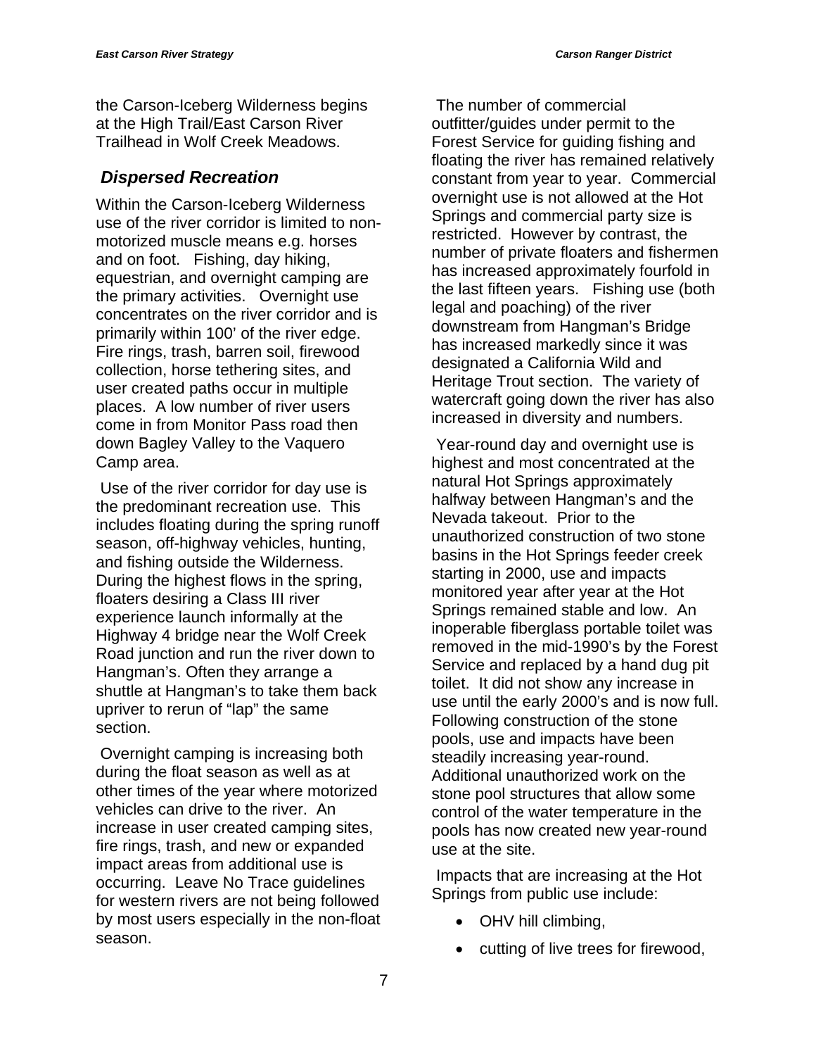the Carson-Iceberg Wilderness begins at the High Trail/East Carson River Trailhead in Wolf Creek Meadows.

### *Dispersed Recreation*

Within the Carson-Iceberg Wilderness use of the river corridor is limited to non-motorized muscle means e.g. horses and on foot. Fishing, day hiking, equestrian, and overnight camping are the primary activities. Overnight use concentrates on the river corridor and is primarily within 100' of the river edge. Fire rings, trash, barren soil, firewood collection, horse tethering sites, and user created paths occur in multiple places. A low number of river users come in from Monitor Pass road then down Bagley Valley to the Vaquero Camp area.

Use of the river corridor for day use is the predominant recreation use. This includes floating during the spring runoff season, off-highway vehicles, hunting, and fishing outside the Wilderness. During the highest flows in the spring, floaters desiring a Class III river experience launch informally at the Highway 4 bridge near the Wolf Creek Road junction and run the river down to Hangman's. Often they arrange a shuttle at Hangman's to take them back upriver to rerun of "lap" the same section.

Overnight camping is increasing both during the float season as well as at other times of the year where motorized vehicles can drive to the river. An increase in user created camping sites, fire rings, trash, and new or expanded impact areas from additional use is occurring. Leave No Trace guidelines for western rivers are not being followed by most users especially in the non-float season.

The number of commercial outfitter/guides under permit to the Forest Service for guiding fishing and floating the river has remained relatively constant from year to year. Commercial overnight use is not allowed at the Hot Springs and commercial party size is restricted. However by contrast, the number of private floaters and fishermen has increased approximately fourfold in the last fifteen years. Fishing use (both legal and poaching) of the river downstream from Hangman's Bridge has increased markedly since it was designated a California Wild and Heritage Trout section. The variety of watercraft going down the river has also increased in diversity and numbers.

Year-round day and overnight use is highest and most concentrated at the natural Hot Springs approximately halfway between Hangman's and the Nevada takeout. Prior to the unauthorized construction of two stone basins in the Hot Springs feeder creek starting in 2000, use and impacts monitored year after year at the Hot Springs remained stable and low. An inoperable fiberglass portable toilet was removed in the mid-1990's by the Forest Service and replaced by a hand dug pit toilet. It did not show any increase in use until the early 2000's and is now full. Following construction of the stone pools, use and impacts have been steadily increasing year-round. Additional unauthorized work on the stone pool structures that allow some control of the water temperature in the pools has now created new year-round use at the site.

Impacts that are increasing at the Hot Springs from public use include:

- OHV hill climbing,
- cutting of live trees for firewood,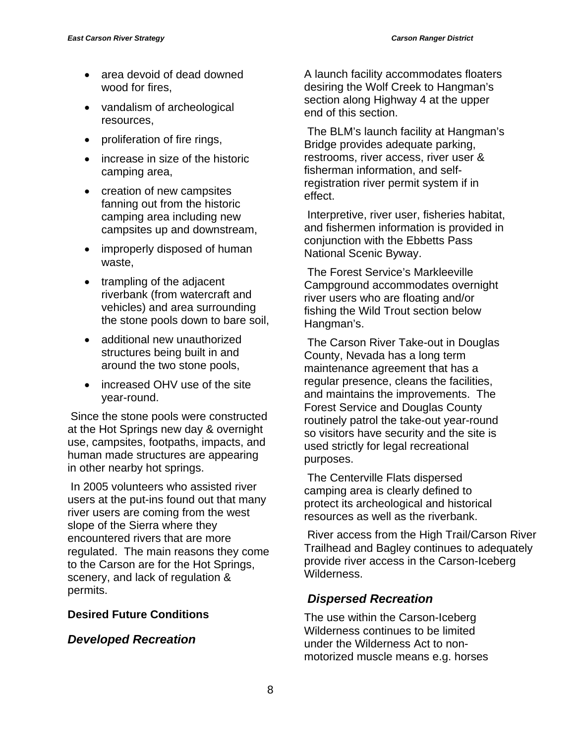- area devoid of dead downed wood for fires,
- vandalism of archeological resources,
- proliferation of fire rings,
- increase in size of the historic camping area,
- creation of new campsites fanning out from the historic camping area including new campsites up and downstream,
- improperly disposed of human waste,
- trampling of the adjacent riverbank (from watercraft and vehicles) and area surrounding the stone pools down to bare soil,
- additional new unauthorized structures being built in and around the two stone pools,
- increased OHV use of the site year-round.

Since the stone pools were constructed at the Hot Springs new day & overnight use, campsites, footpaths, impacts, and human made structures are appearing in other nearby hot springs.

In 2005 volunteers who assisted river users at the put-ins found out that many river users are coming from the west slope of the Sierra where they encountered rivers that are more regulated. The main reasons they come to the Carson are for the Hot Springs, scenery, and lack of regulation & permits.

**Desired Future Conditions**

### *Developed Recreation*

A launch facility accommodates floaters desiring the Wolf Creek to Hangman's section along Highway 4 at the upper end of this section.

The BLM's launch facility at Hangman's Bridge provides adequate parking, restrooms, river access, river user & fisherman information, and self-registration river permit system if in effect.

Interpretive, river user, fisheries habitat, and fishermen information is provided in conjunction with the Ebbetts Pass National Scenic Byway.

The Forest Service's Markleeville Campground accommodates overnight river users who are floating and/or fishing the Wild Trout section below Hangman's.

The Carson River Take-out in Douglas County, Nevada has a long term maintenance agreement that has a regular presence, cleans the facilities, and maintains the improvements. The Forest Service and Douglas County routinely patrol the take-out year-round so visitors have security and the site is used strictly for legal recreational purposes.

The Centerville Flats dispersed camping area is clearly defined to protect its archeological and historical resources as well as the riverbank.

River access from the High Trail/Carson River Trailhead and Bagley continues to adequately provide river access in the Carson-Iceberg Wilderness.

### *Dispersed Recreation*

The use within the Carson-Iceberg Wilderness continues to be limited under the Wilderness Act to non-motorized muscle means e.g. horses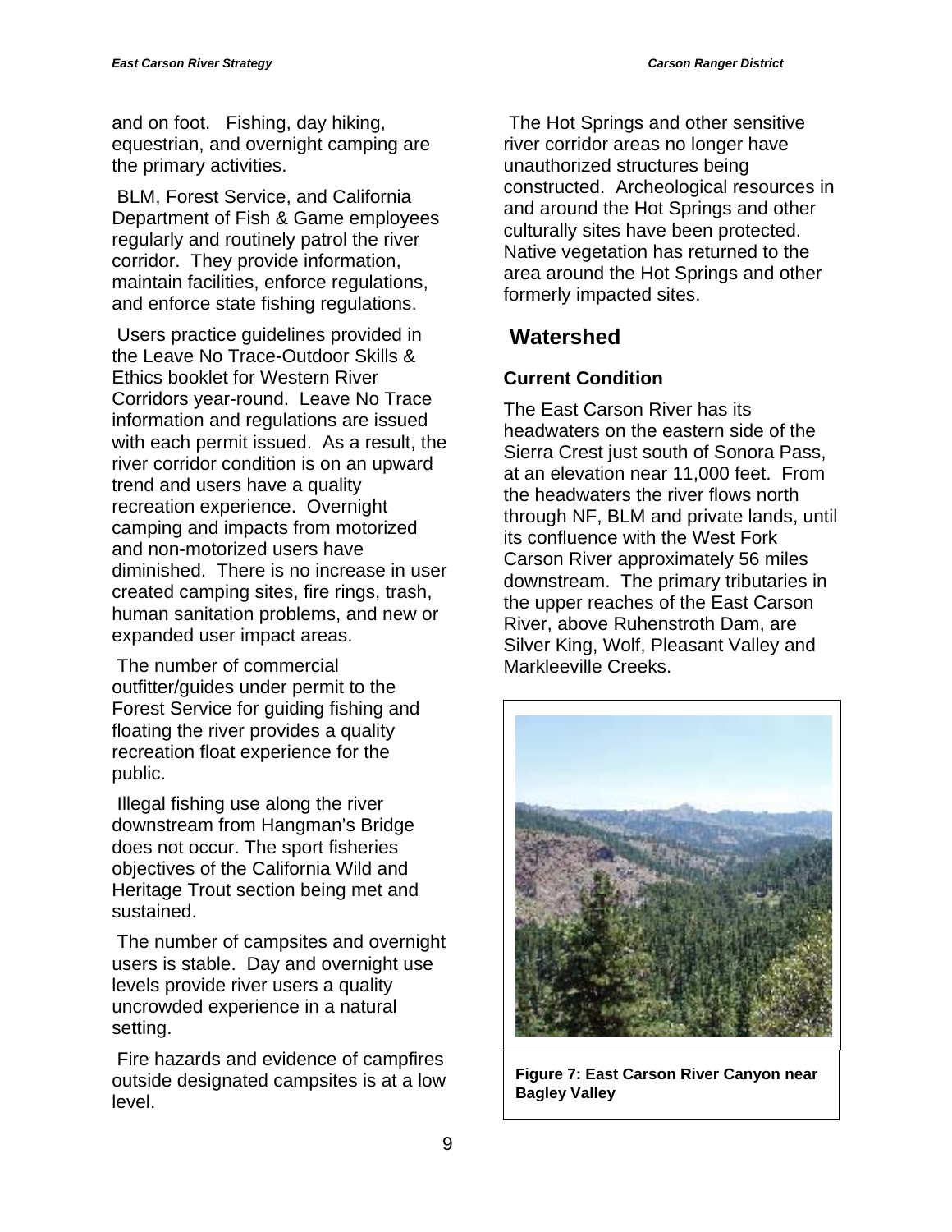and on foot. Fishing, day hiking, equestrian, and overnight camping are the primary activities.

BLM, Forest Service, and California Department of Fish & Game employees regularly and routinely patrol the river corridor. They provide information, maintain facilities, enforce regulations, and enforce state fishing regulations.

Users practice guidelines provided in the Leave No Trace-Outdoor Skills & Ethics booklet for Western River Corridors year-round. Leave No Trace information and regulations are issued with each permit issued. As a result, the river corridor condition is on an upward trend and users have a quality recreation experience. Overnight camping and impacts from motorized and non-motorized users have diminished. There is no increase in user created camping sites, fire rings, trash, human sanitation problems, and new or expanded user impact areas.

The number of commercial outfitter/guides under permit to the Forest Service for guiding fishing and floating the river provides a quality recreation float experience for the public.

Illegal fishing use along the river downstream from Hangman's Bridge does not occur. The sport fisheries objectives of the California Wild and Heritage Trout section being met and sustained.

The number of campsites and overnight users is stable. Day and overnight use levels provide river users a quality uncrowded experience in a natural setting.

Fire hazards and evidence of campfires outside designated campsites is at a low level.

The Hot Springs and other sensitive river corridor areas no longer have unauthorized structures being constructed. Archeological resources in and around the Hot Springs and other culturally sites have been protected. Native vegetation has returned to the area around the Hot Springs and other formerly impacted sites.

## Watershed

### Current Condition

The East Carson River has its headwaters on the eastern side of the Sierra Crest just south of Sonora Pass, at an elevation near 11,000 feet. From the headwaters the river flows north through NF, BLM and private lands, until its confluence with the West Fork Carson River approximately 56 miles downstream. The primary tributaries in the upper reaches of the East Carson River, above Ruhenstroth Dam, are Silver King, Wolf, Pleasant Valley and Markleeville Creeks.

**Figure 7: East Carson River Canyon near Bagley Valley**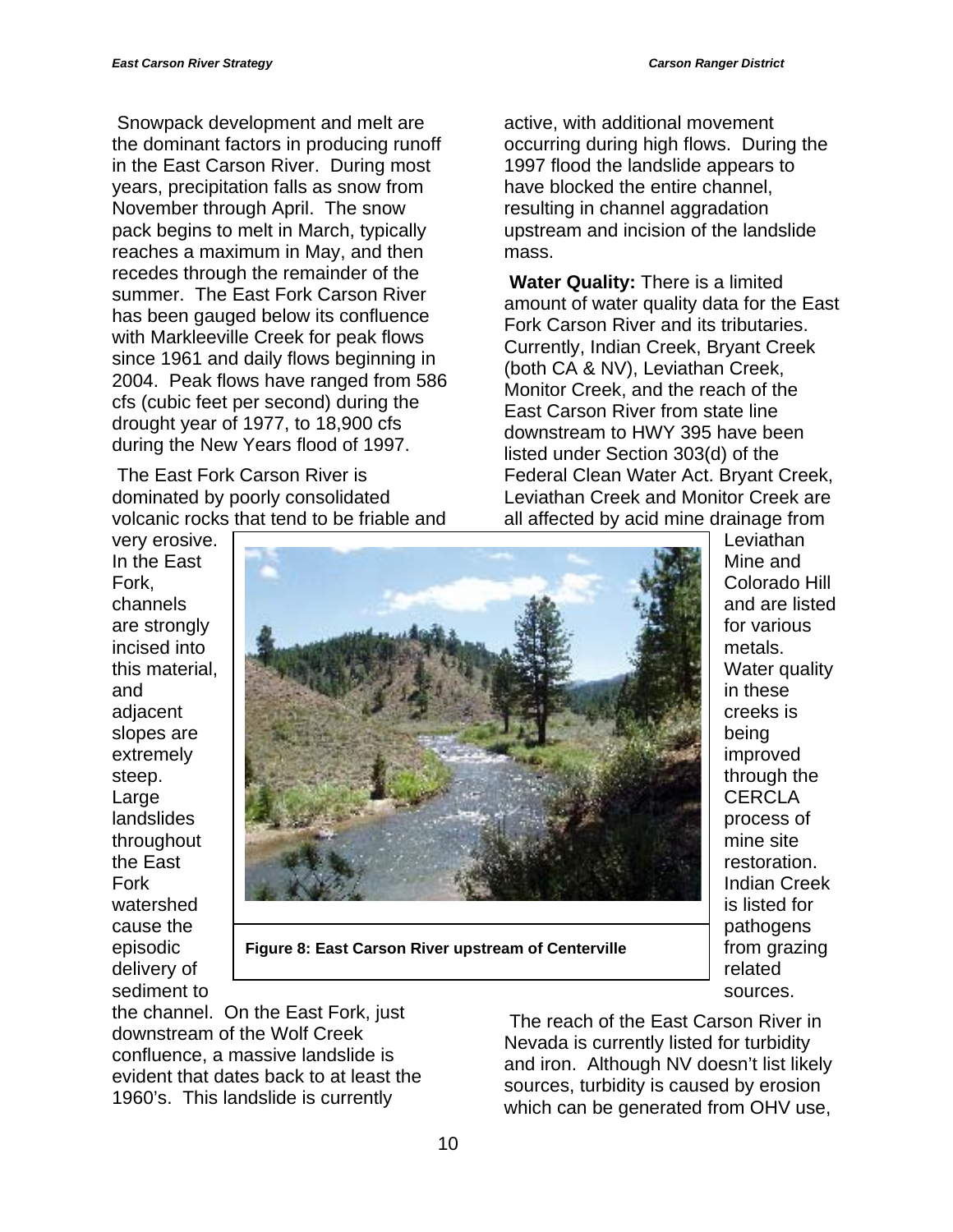Snowpack development and melt are the dominant factors in producing runoff in the East Carson River. During most years, precipitation falls as snow from November through April. The snow pack begins to melt in March, typically reaches a maximum in May, and then recedes through the remainder of the summer. The East Fork Carson River has been gauged below its confluence with Markleeville Creek for peak flows since 1961 and daily flows beginning in 2004. Peak flows have ranged from 586 cfs (cubic feet per second) during the drought year of 1977, to 18,900 cfs during the New Years flood of 1997.

The East Fork Carson River is dominated by poorly consolidated volcanic rocks that tend to be friable and very erosive. In the East Fork, channels are strongly incised into this material, and adjacent slopes are extremely steep. Large landslides throughout the East Fork watershed cause the episodic delivery of sediment to the channel. On the East Fork, just downstream of the Wolf Creek confluence, a massive landslide is evident that dates back to at least the 1960's. This landslide is currently active, with additional movement occurring during high flows. During the 1997 flood the landslide appears to have blocked the entire channel, resulting in channel aggradation upstream and incision of the landslide mass.

**Figure 8: East Carson River upstream of Centerville**

**Water Quality:** There is a limited amount of water quality data for the East Fork Carson River and its tributaries. Currently, Indian Creek, Bryant Creek (both CA & NV), Leviathan Creek, Monitor Creek, and the reach of the East Carson River from state line downstream to HWY 395 have been listed under Section 303(d) of the Federal Clean Water Act. Bryant Creek, Leviathan Creek and Monitor Creek are all affected by acid mine drainage from Leviathan Mine and Colorado Hill and are listed for various metals. Water quality in these creeks is being improved through the CERCLA process of mine site restoration. Indian Creek is listed for pathogens from grazing related sources.

The reach of the East Carson River in Nevada is currently listed for turbidity and iron. Although NV doesn't list likely sources, turbidity is caused by erosion which can be generated from OHV use,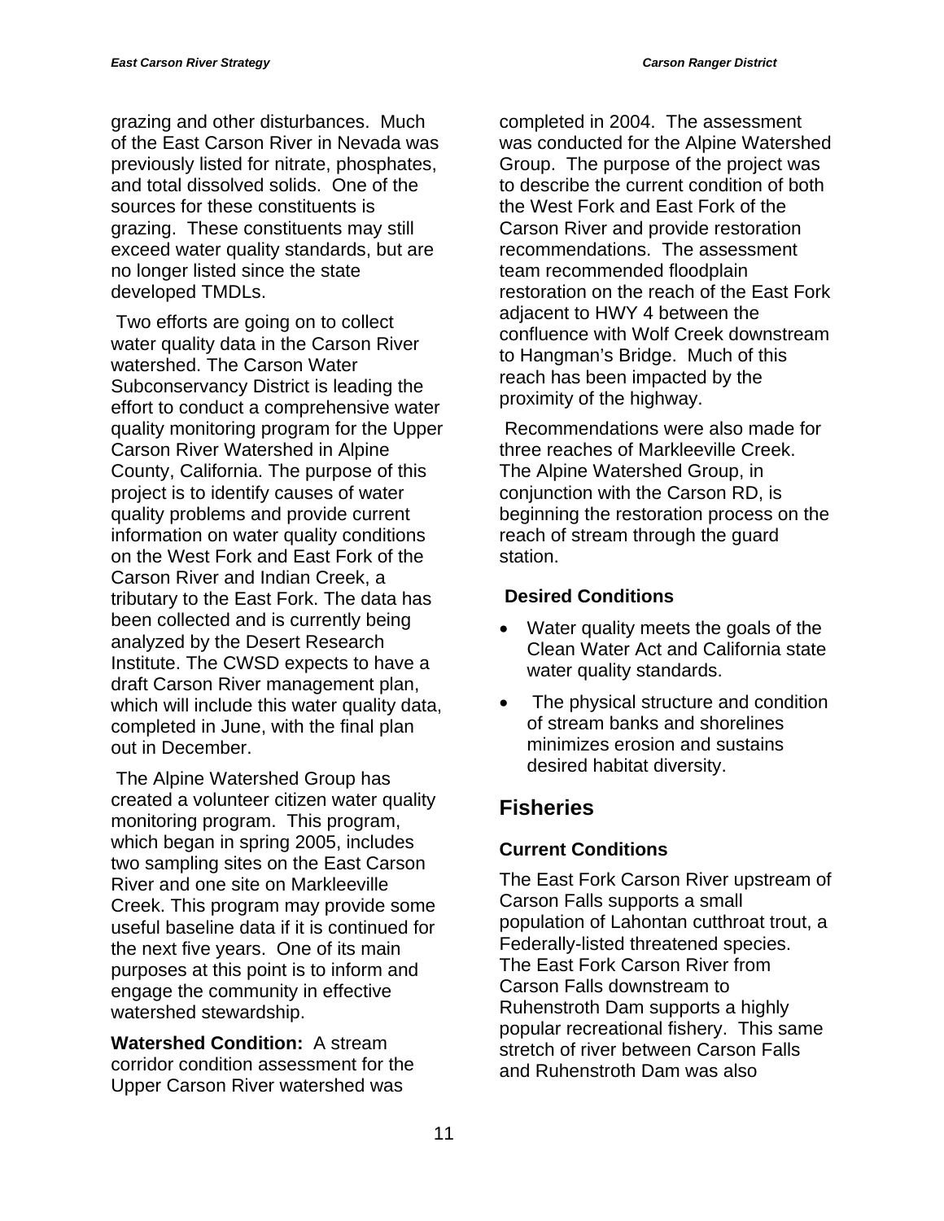grazing and other disturbances. Much of the East Carson River in Nevada was previously listed for nitrate, phosphates, and total dissolved solids. One of the sources for these constituents is grazing. These constituents may still exceed water quality standards, but are no longer listed since the state developed TMDLs.

Two efforts are going on to collect water quality data in the Carson River watershed. The Carson Water Subconservancy District is leading the effort to conduct a comprehensive water quality monitoring program for the Upper Carson River Watershed in Alpine County, California. The purpose of this project is to identify causes of water quality problems and provide current information on water quality conditions on the West Fork and East Fork of the Carson River and Indian Creek, a tributary to the East Fork. The data has been collected and is currently being analyzed by the Desert Research Institute. The CWSD expects to have a draft Carson River management plan, which will include this water quality data, completed in June, with the final plan out in December.

The Alpine Watershed Group has created a volunteer citizen water quality monitoring program. This program, which began in spring 2005, includes two sampling sites on the East Carson River and one site on Markleeville Creek. This program may provide some useful baseline data if it is continued for the next five years. One of its main purposes at this point is to inform and engage the community in effective watershed stewardship.

**Watershed Condition:** A stream corridor condition assessment for the Upper Carson River watershed was completed in 2004. The assessment was conducted for the Alpine Watershed Group. The purpose of the project was to describe the current condition of both the West Fork and East Fork of the Carson River and provide restoration recommendations. The assessment team recommended floodplain restoration on the reach of the East Fork adjacent to HWY 4 between the confluence with Wolf Creek downstream to Hangman's Bridge. Much of this reach has been impacted by the proximity of the highway.

Recommendations were also made for three reaches of Markleeville Creek. The Alpine Watershed Group, in conjunction with the Carson RD, is beginning the restoration process on the reach of stream through the guard station.

### Desired Conditions

- Water quality meets the goals of the Clean Water Act and California state water quality standards.
- The physical structure and condition of stream banks and shorelines minimizes erosion and sustains desired habitat diversity.

## Fisheries

### Current Conditions

The East Fork Carson River upstream of Carson Falls supports a small population of Lahontan cutthroat trout, a Federally-listed threatened species. The East Fork Carson River from Carson Falls downstream to Ruhenstroth Dam supports a highly popular recreational fishery. This same stretch of river between Carson Falls and Ruhenstroth Dam was also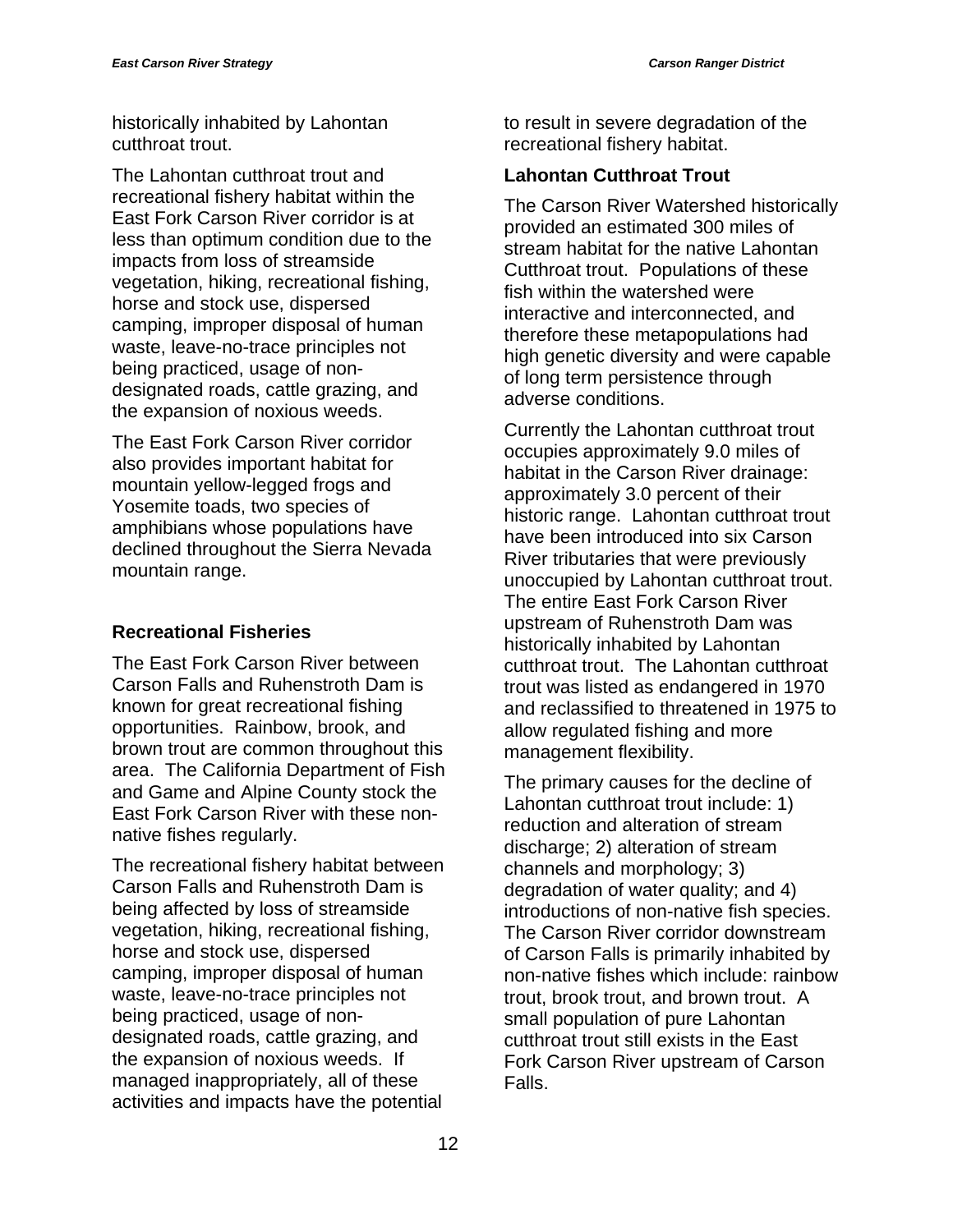historically inhabited by Lahontan cutthroat trout.

The Lahontan cutthroat trout and recreational fishery habitat within the East Fork Carson River corridor is at less than optimum condition due to the impacts from loss of streamside vegetation, hiking, recreational fishing, horse and stock use, dispersed camping, improper disposal of human waste, leave-no-trace principles not being practiced, usage of non-designated roads, cattle grazing, and the expansion of noxious weeds.

The East Fork Carson River corridor also provides important habitat for mountain yellow-legged frogs and Yosemite toads, two species of amphibians whose populations have declined throughout the Sierra Nevada mountain range.

### Recreational Fisheries

The East Fork Carson River between Carson Falls and Ruhenstroth Dam is known for great recreational fishing opportunities. Rainbow, brook, and brown trout are common throughout this area. The California Department of Fish and Game and Alpine County stock the East Fork Carson River with these non-native fishes regularly.

The recreational fishery habitat between Carson Falls and Ruhenstroth Dam is being affected by loss of streamside vegetation, hiking, recreational fishing, horse and stock use, dispersed camping, improper disposal of human waste, leave-no-trace principles not being practiced, usage of non-designated roads, cattle grazing, and the expansion of noxious weeds. If managed inappropriately, all of these activities and impacts have the potential to result in severe degradation of the recreational fishery habitat.

### Lahontan Cutthroat Trout

The Carson River Watershed historically provided an estimated 300 miles of stream habitat for the native Lahontan Cutthroat trout. Populations of these fish within the watershed were interactive and interconnected, and therefore these metapopulations had high genetic diversity and were capable of long term persistence through adverse conditions.

Currently the Lahontan cutthroat trout occupies approximately 9.0 miles of habitat in the Carson River drainage: approximately 3.0 percent of their historic range. Lahontan cutthroat trout have been introduced into six Carson River tributaries that were previously unoccupied by Lahontan cutthroat trout. The entire East Fork Carson River upstream of Ruhenstroth Dam was historically inhabited by Lahontan cutthroat trout. The Lahontan cutthroat trout was listed as endangered in 1970 and reclassified to threatened in 1975 to allow regulated fishing and more management flexibility.

The primary causes for the decline of Lahontan cutthroat trout include: 1) reduction and alteration of stream discharge; 2) alteration of stream channels and morphology; 3) degradation of water quality; and 4) introductions of non-native fish species. The Carson River corridor downstream of Carson Falls is primarily inhabited by non-native fishes which include: rainbow trout, brook trout, and brown trout. A small population of pure Lahontan cutthroat trout still exists in the East Fork Carson River upstream of Carson Falls.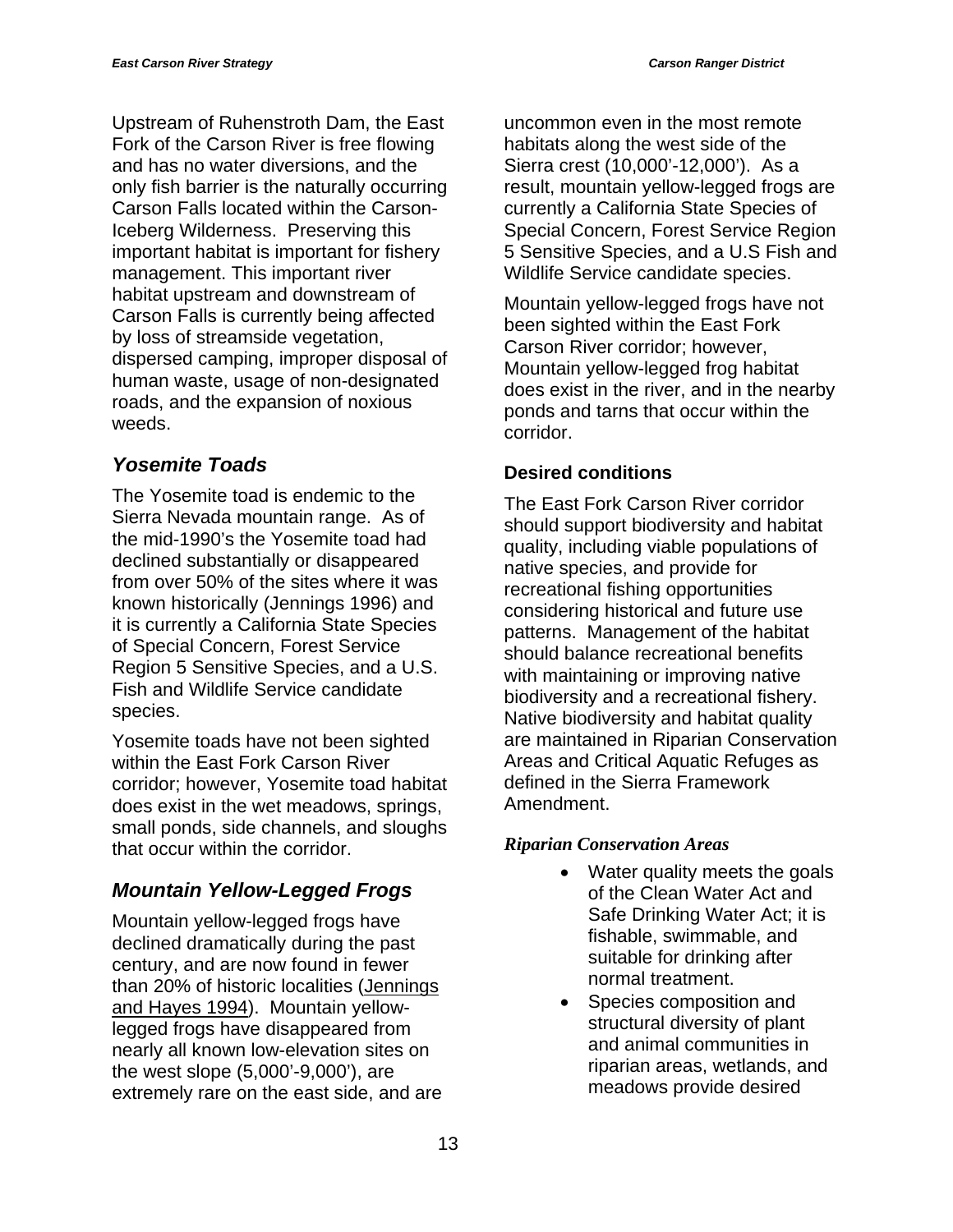Upstream of Ruhenstroth Dam, the East Fork of the Carson River is free flowing and has no water diversions, and the only fish barrier is the naturally occurring Carson Falls located within the Carson-Iceberg Wilderness. Preserving this important habitat is important for fishery management. This important river habitat upstream and downstream of Carson Falls is currently being affected by loss of streamside vegetation, dispersed camping, improper disposal of human waste, usage of non-designated roads, and the expansion of noxious weeds.

## *Yosemite Toads*

The Yosemite toad is endemic to the Sierra Nevada mountain range. As of the mid-1990's the Yosemite toad had declined substantially or disappeared from over 50% of the sites where it was known historically (Jennings 1996) and it is currently a California State Species of Special Concern, Forest Service Region 5 Sensitive Species, and a U.S. Fish and Wildlife Service candidate species.

Yosemite toads have not been sighted within the East Fork Carson River corridor; however, Yosemite toad habitat does exist in the wet meadows, springs, small ponds, side channels, and sloughs that occur within the corridor.

## *Mountain Yellow-Legged Frogs*

Mountain yellow-legged frogs have declined dramatically during the past century, and are now found in fewer than 20% of historic localities (Jennings and Hayes 1994). Mountain yellow-legged frogs have disappeared from nearly all known low-elevation sites on the west slope (5,000'-9,000'), are extremely rare on the east side, and are uncommon even in the most remote habitats along the west side of the Sierra crest (10,000'-12,000'). As a result, mountain yellow-legged frogs are currently a California State Species of Special Concern, Forest Service Region 5 Sensitive Species, and a U.S Fish and Wildlife Service candidate species.

Mountain yellow-legged frogs have not been sighted within the East Fork Carson River corridor; however, Mountain yellow-legged frog habitat does exist in the river, and in the nearby ponds and tarns that occur within the corridor.

### Desired conditions

The East Fork Carson River corridor should support biodiversity and habitat quality, including viable populations of native species, and provide for recreational fishing opportunities considering historical and future use patterns. Management of the habitat should balance recreational benefits with maintaining or improving native biodiversity and a recreational fishery. Native biodiversity and habitat quality are maintained in Riparian Conservation Areas and Critical Aquatic Refuges as defined in the Sierra Framework Amendment.

#### *Riparian Conservation Areas*

- Water quality meets the goals of the Clean Water Act and Safe Drinking Water Act; it is fishable, swimmable, and suitable for drinking after normal treatment.
- Species composition and structural diversity of plant and animal communities in riparian areas, wetlands, and meadows provide desired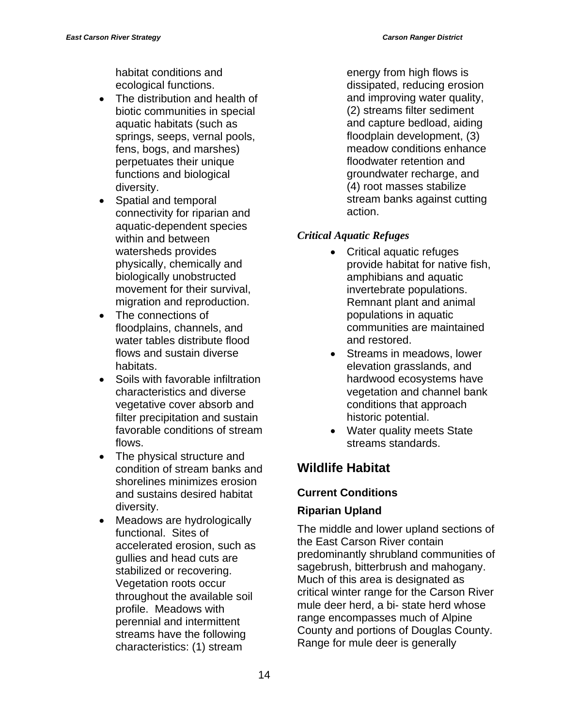habitat conditions and ecological functions.

- The distribution and health of biotic communities in special aquatic habitats (such as springs, seeps, vernal pools, fens, bogs, and marshes) perpetuates their unique functions and biological diversity.
- Spatial and temporal connectivity for riparian and aquatic-dependent species within and between watersheds provides physically, chemically and biologically unobstructed movement for their survival, migration and reproduction.
- The connections of floodplains, channels, and water tables distribute flood flows and sustain diverse habitats.
- Soils with favorable infiltration characteristics and diverse vegetative cover absorb and filter precipitation and sustain favorable conditions of stream flows.
- The physical structure and condition of stream banks and shorelines minimizes erosion and sustains desired habitat diversity.
- Meadows are hydrologically functional. Sites of accelerated erosion, such as gullies and head cuts are stabilized or recovering. Vegetation roots occur throughout the available soil profile. Meadows with perennial and intermittent streams have the following characteristics: (1) stream energy from high flows is dissipated, reducing erosion and improving water quality, (2) streams filter sediment and capture bedload, aiding floodplain development, (3) meadow conditions enhance floodwater retention and groundwater recharge, and (4) root masses stabilize stream banks against cutting action.

*Critical Aquatic Refuges*

- Critical aquatic refuges provide habitat for native fish, amphibians and aquatic invertebrate populations. Remnant plant and animal populations in aquatic communities are maintained and restored.
- Streams in meadows, lower elevation grasslands, and hardwood ecosystems have vegetation and channel bank conditions that approach historic potential.
- Water quality meets State streams standards.

## Wildlife Habitat

### Current Conditions

### Riparian Upland

The middle and lower upland sections of the East Carson River contain predominantly shrubland communities of sagebrush, bitterbrush and mahogany. Much of this area is designated as critical winter range for the Carson River mule deer herd, a bi- state herd whose range encompasses much of Alpine County and portions of Douglas County. Range for mule deer is generally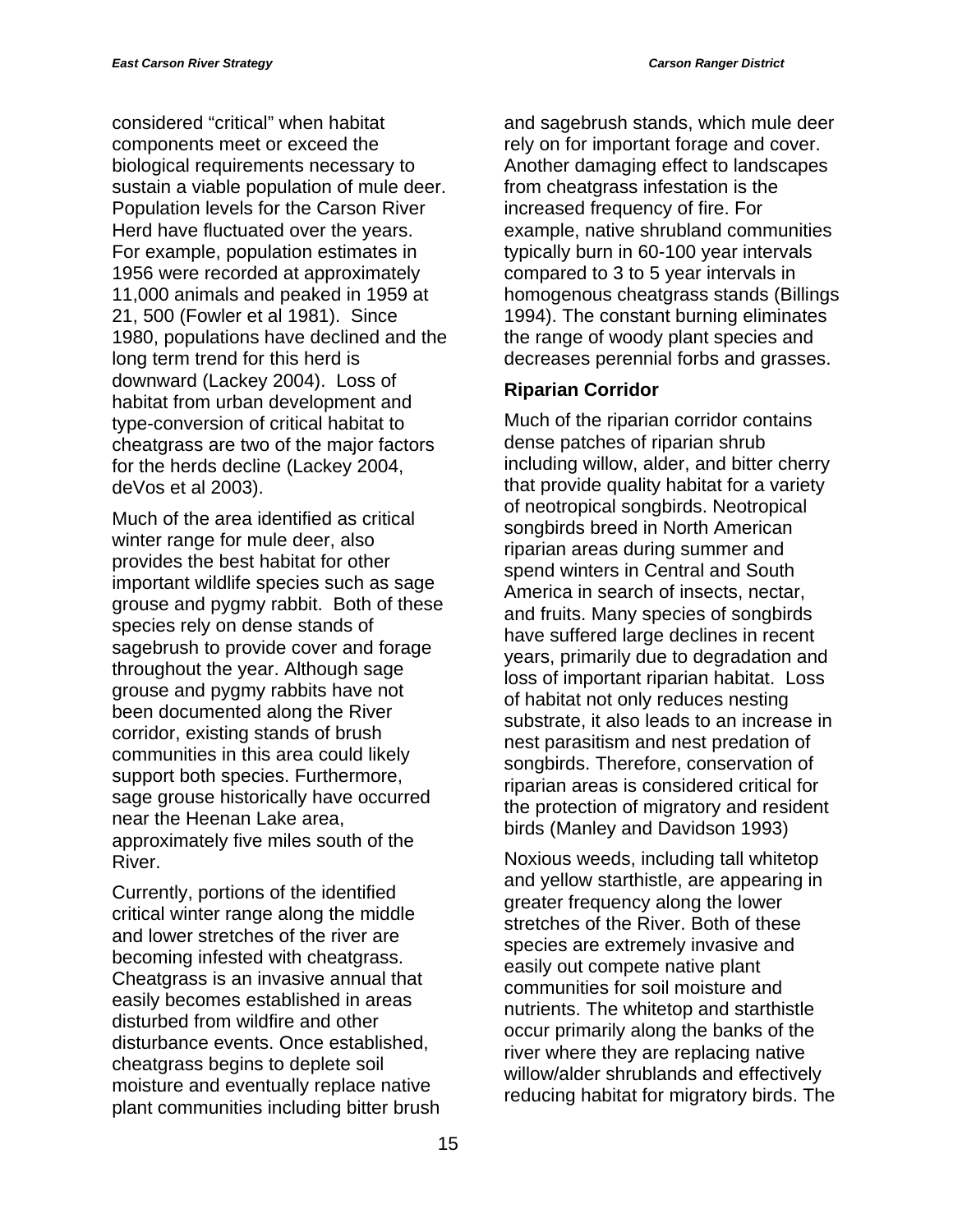considered “critical” when habitat components meet or exceed the biological requirements necessary to sustain a viable population of mule deer. Population levels for the Carson River Herd have fluctuated over the years. For example, population estimates in 1956 were recorded at approximately 11,000 animals and peaked in 1959 at 21, 500 (Fowler et al 1981). Since 1980, populations have declined and the long term trend for this herd is downward (Lackey 2004). Loss of habitat from urban development and type-conversion of critical habitat to cheatgrass are two of the major factors for the herds decline (Lackey 2004, deVos et al 2003).

Much of the area identified as critical winter range for mule deer, also provides the best habitat for other important wildlife species such as sage grouse and pygmy rabbit. Both of these species rely on dense stands of sagebrush to provide cover and forage throughout the year. Although sage grouse and pygmy rabbits have not been documented along the River corridor, existing stands of brush communities in this area could likely support both species. Furthermore, sage grouse historically have occurred near the Heenan Lake area, approximately five miles south of the River.

Currently, portions of the identified critical winter range along the middle and lower stretches of the river are becoming infested with cheatgrass. Cheatgrass is an invasive annual that easily becomes established in areas disturbed from wildfire and other disturbance events. Once established, cheatgrass begins to deplete soil moisture and eventually replace native plant communities including bitter brush and sagebrush stands, which mule deer rely on for important forage and cover. Another damaging effect to landscapes from cheatgrass infestation is the increased frequency of fire. For example, native shrubland communities typically burn in 60-100 year intervals compared to 3 to 5 year intervals in homogenous cheatgrass stands (Billings 1994). The constant burning eliminates the range of woody plant species and decreases perennial forbs and grasses.

### Riparian Corridor

Much of the riparian corridor contains dense patches of riparian shrub including willow, alder, and bitter cherry that provide quality habitat for a variety of neotropical songbirds. Neotropical songbirds breed in North American riparian areas during summer and spend winters in Central and South America in search of insects, nectar, and fruits. Many species of songbirds have suffered large declines in recent years, primarily due to degradation and loss of important riparian habitat. Loss of habitat not only reduces nesting substrate, it also leads to an increase in nest parasitism and nest predation of songbirds. Therefore, conservation of riparian areas is considered critical for the protection of migratory and resident birds (Manley and Davidson 1993)

Noxious weeds, including tall whitetop and yellow starthistle, are appearing in greater frequency along the lower stretches of the River. Both of these species are extremely invasive and easily out compete native plant communities for soil moisture and nutrients. The whitetop and starthistle occur primarily along the banks of the river where they are replacing native willow/alder shrublands and effectively reducing habitat for migratory birds. The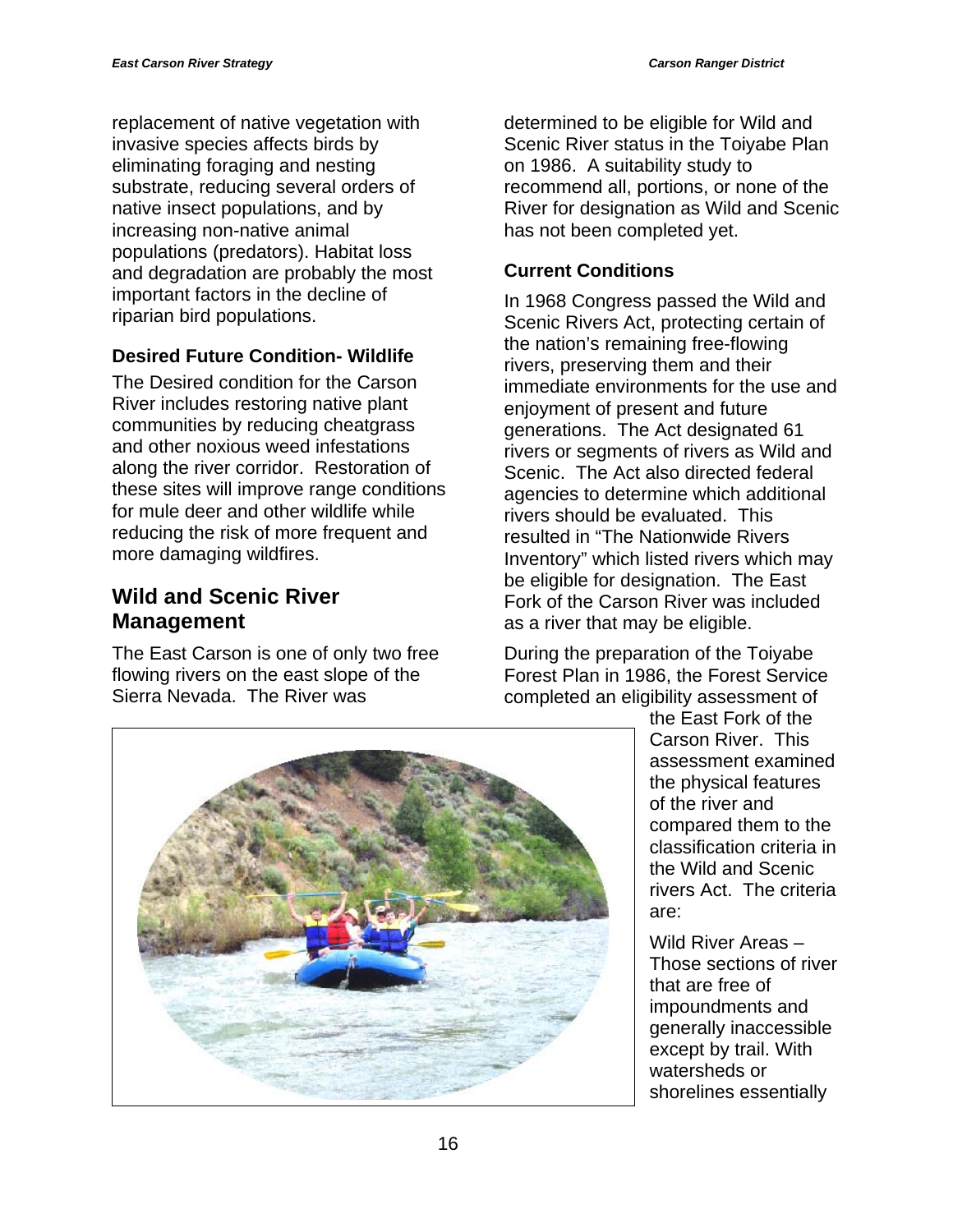replacement of native vegetation with invasive species affects birds by eliminating foraging and nesting substrate, reducing several orders of native insect populations, and by increasing non-native animal populations (predators). Habitat loss and degradation are probably the most important factors in the decline of riparian bird populations.

### Desired Future Condition- Wildlife

The Desired condition for the Carson River includes restoring native plant communities by reducing cheatgrass and other noxious weed infestations along the river corridor. Restoration of these sites will improve range conditions for mule deer and other wildlife while reducing the risk of more frequent and more damaging wildfires.

## Wild and Scenic River Management

The East Carson is one of only two free flowing rivers on the east slope of the Sierra Nevada. The River was determined to be eligible for Wild and Scenic River status in the Toiyabe Plan on 1986. A suitability study to recommend all, portions, or none of the River for designation as Wild and Scenic has not been completed yet.

### Current Conditions

In 1968 Congress passed the Wild and Scenic Rivers Act, protecting certain of the nation's remaining free-flowing rivers, preserving them and their immediate environments for the use and enjoyment of present and future generations. The Act designated 61 rivers or segments of rivers as Wild and Scenic. The Act also directed federal agencies to determine which additional rivers should be evaluated. This resulted in "The Nationwide Rivers Inventory" which listed rivers which may be eligible for designation. The East Fork of the Carson River was included as a river that may be eligible.

During the preparation of the Toiyabe Forest Plan in 1986, the Forest Service completed an eligibility assessment of the East Fork of the Carson River. This assessment examined the physical features of the river and compared them to the classification criteria in the Wild and Scenic rivers Act. The criteria are:

Wild River Areas – Those sections of river that are free of impoundments and generally inaccessible except by trail. With watersheds or shorelines essentially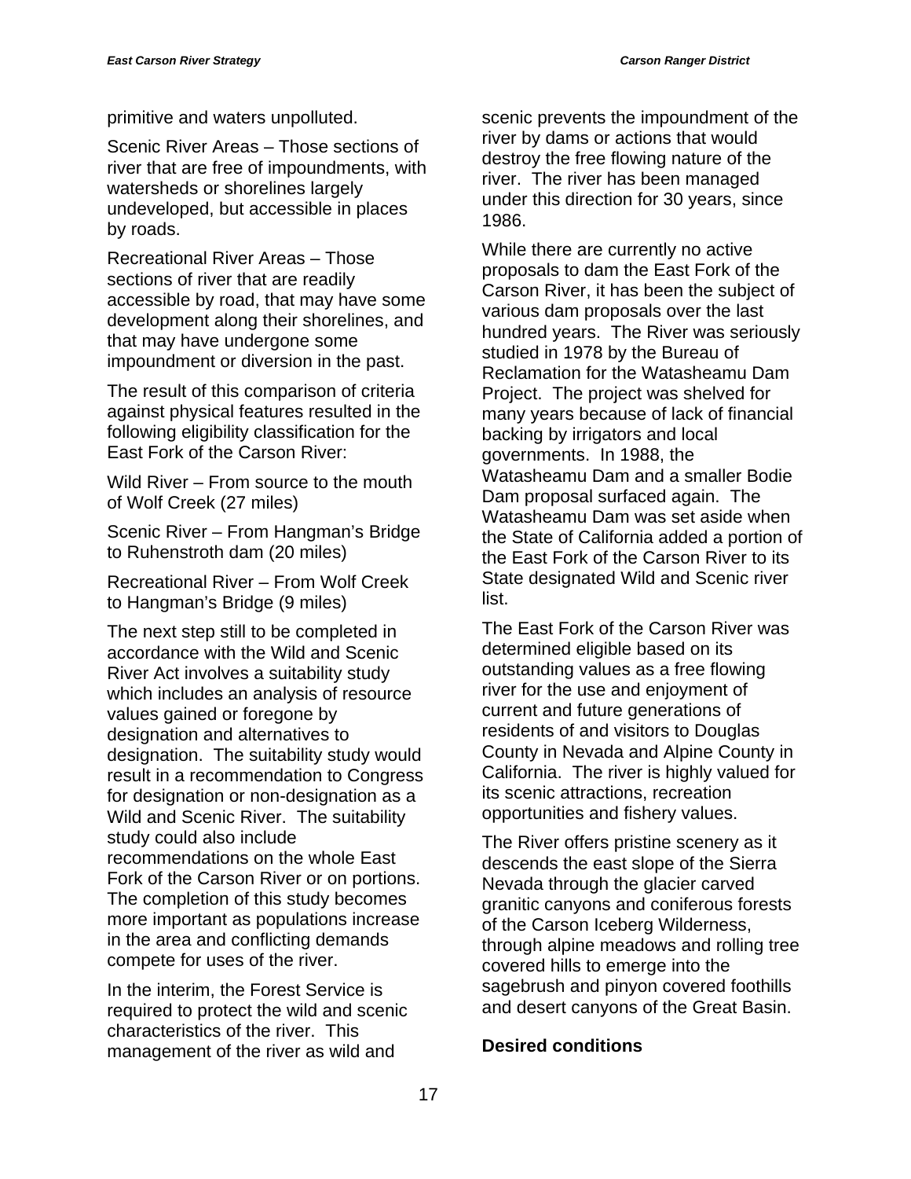primitive and waters unpolluted.

Scenic River Areas – Those sections of river that are free of impoundments, with watersheds or shorelines largely undeveloped, but accessible in places by roads.

Recreational River Areas – Those sections of river that are readily accessible by road, that may have some development along their shorelines, and that may have undergone some impoundment or diversion in the past.

The result of this comparison of criteria against physical features resulted in the following eligibility classification for the East Fork of the Carson River:

Wild River – From source to the mouth of Wolf Creek (27 miles)

Scenic River – From Hangman's Bridge to Ruhenstroth dam (20 miles)

Recreational River – From Wolf Creek to Hangman's Bridge (9 miles)

The next step still to be completed in accordance with the Wild and Scenic River Act involves a suitability study which includes an analysis of resource values gained or foregone by designation and alternatives to designation. The suitability study would result in a recommendation to Congress for designation or non-designation as a Wild and Scenic River. The suitability study could also include recommendations on the whole East Fork of the Carson River or on portions. The completion of this study becomes more important as populations increase in the area and conflicting demands compete for uses of the river.

In the interim, the Forest Service is required to protect the wild and scenic characteristics of the river. This management of the river as wild and scenic prevents the impoundment of the river by dams or actions that would destroy the free flowing nature of the river. The river has been managed under this direction for 30 years, since 1986.

While there are currently no active proposals to dam the East Fork of the Carson River, it has been the subject of various dam proposals over the last hundred years. The River was seriously studied in 1978 by the Bureau of Reclamation for the Watasheamu Dam Project. The project was shelved for many years because of lack of financial backing by irrigators and local governments. In 1988, the Watasheamu Dam and a smaller Bodie Dam proposal surfaced again. The Watasheamu Dam was set aside when the State of California added a portion of the East Fork of the Carson River to its State designated Wild and Scenic river list.

The East Fork of the Carson River was determined eligible based on its outstanding values as a free flowing river for the use and enjoyment of current and future generations of residents of and visitors to Douglas County in Nevada and Alpine County in California. The river is highly valued for its scenic attractions, recreation opportunities and fishery values.

The River offers pristine scenery as it descends the east slope of the Sierra Nevada through the glacier carved granitic canyons and coniferous forests of the Carson Iceberg Wilderness, through alpine meadows and rolling tree covered hills to emerge into the sagebrush and pinyon covered foothills and desert canyons of the Great Basin.

## Desired conditions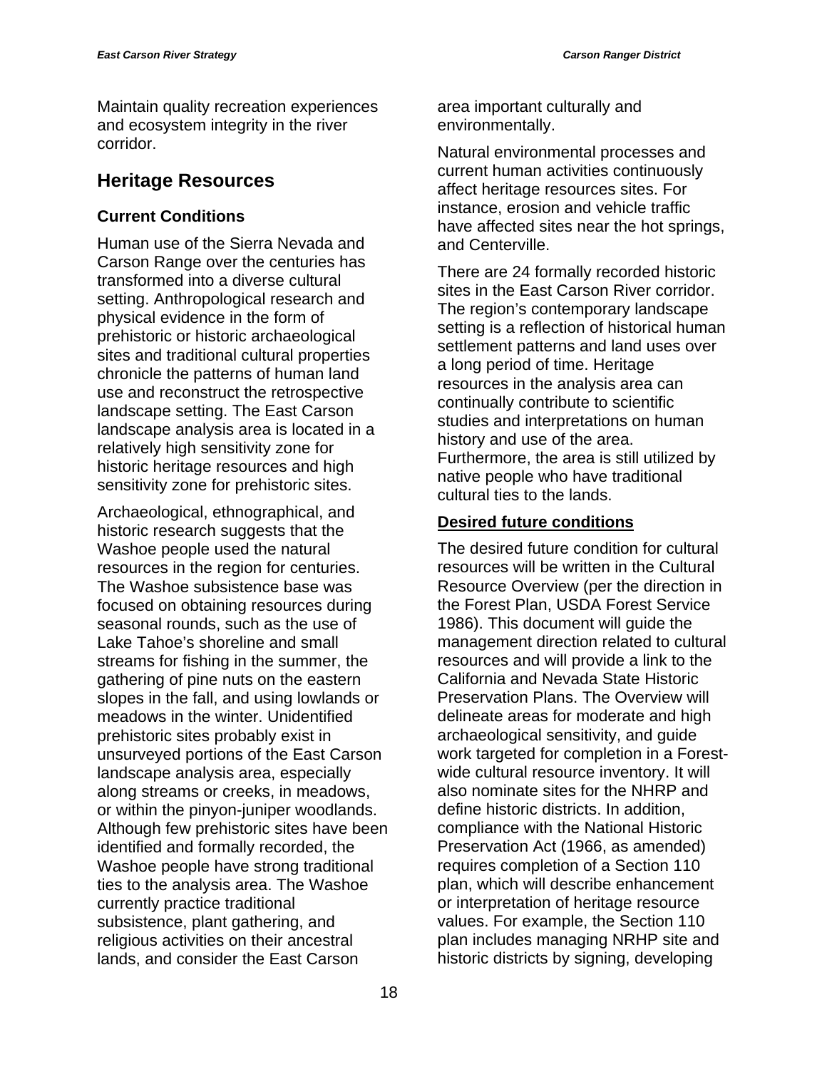Maintain quality recreation experiences and ecosystem integrity in the river corridor.

## Heritage Resources

### Current Conditions

Human use of the Sierra Nevada and Carson Range over the centuries has transformed into a diverse cultural setting. Anthropological research and physical evidence in the form of prehistoric or historic archaeological sites and traditional cultural properties chronicle the patterns of human land use and reconstruct the retrospective landscape setting. The East Carson landscape analysis area is located in a relatively high sensitivity zone for historic heritage resources and high sensitivity zone for prehistoric sites.

Archaeological, ethnographical, and historic research suggests that the Washoe people used the natural resources in the region for centuries. The Washoe subsistence base was focused on obtaining resources during seasonal rounds, such as the use of Lake Tahoe's shoreline and small streams for fishing in the summer, the gathering of pine nuts on the eastern slopes in the fall, and using lowlands or meadows in the winter. Unidentified prehistoric sites probably exist in unsurveyed portions of the East Carson landscape analysis area, especially along streams or creeks, in meadows, or within the pinyon-juniper woodlands. Although few prehistoric sites have been identified and formally recorded, the Washoe people have strong traditional ties to the analysis area. The Washoe currently practice traditional subsistence, plant gathering, and religious activities on their ancestral lands, and consider the East Carson area important culturally and environmentally.

Natural environmental processes and current human activities continuously affect heritage resources sites. For instance, erosion and vehicle traffic have affected sites near the hot springs, and Centerville.

There are 24 formally recorded historic sites in the East Carson River corridor. The region's contemporary landscape setting is a reflection of historical human settlement patterns and land uses over a long period of time. Heritage resources in the analysis area can continually contribute to scientific studies and interpretations on human history and use of the area. Furthermore, the area is still utilized by native people who have traditional cultural ties to the lands.

### Desired future conditions

The desired future condition for cultural resources will be written in the Cultural Resource Overview (per the direction in the Forest Plan, USDA Forest Service 1986). This document will guide the management direction related to cultural resources and will provide a link to the California and Nevada State Historic Preservation Plans. The Overview will delineate areas for moderate and high archaeological sensitivity, and guide work targeted for completion in a Forest-wide cultural resource inventory. It will also nominate sites for the NHRP and define historic districts. In addition, compliance with the National Historic Preservation Act (1966, as amended) requires completion of a Section 110 plan, which will describe enhancement or interpretation of heritage resource values. For example, the Section 110 plan includes managing NRHP site and historic districts by signing, developing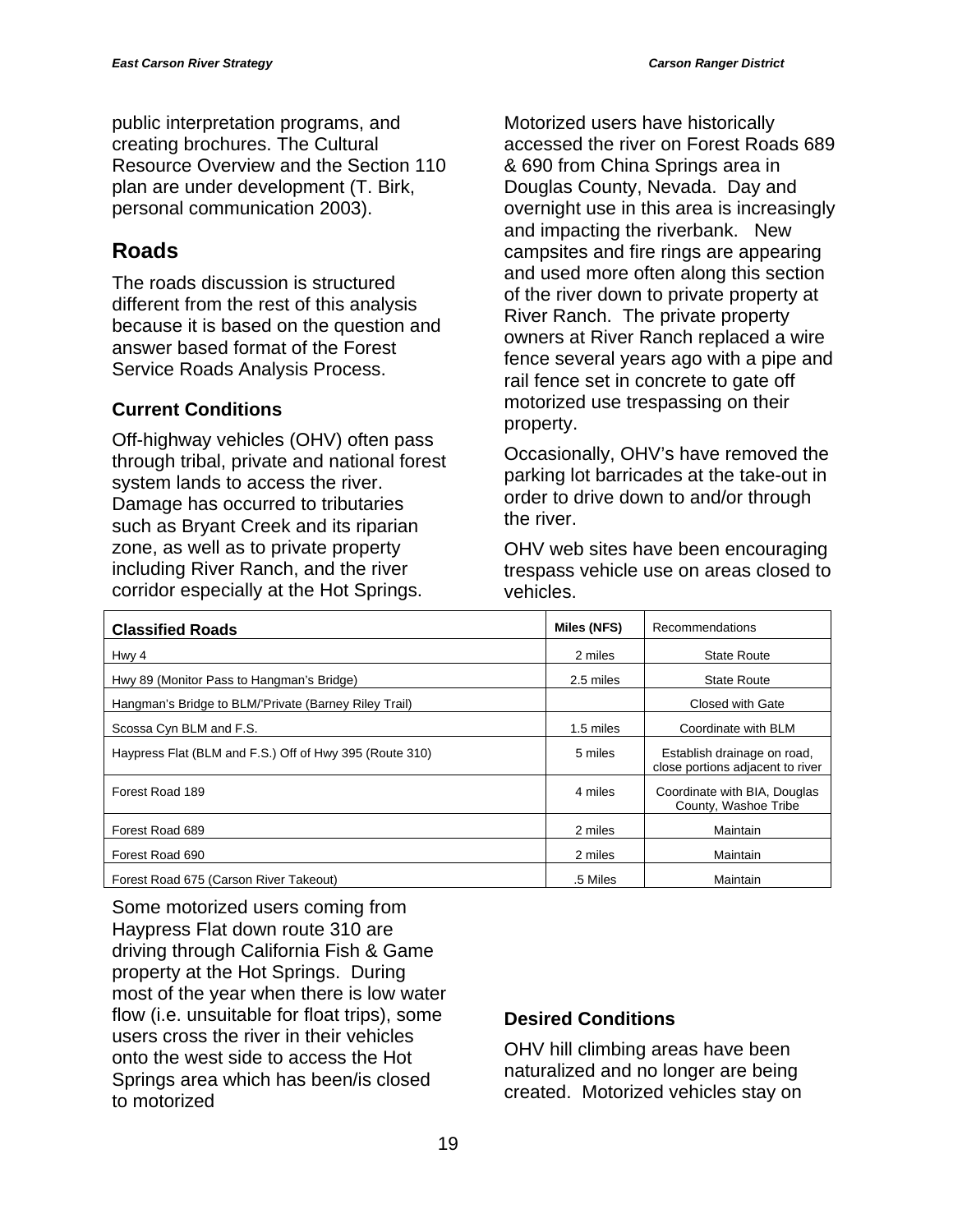public interpretation programs, and creating brochures. The Cultural Resource Overview and the Section 110 plan are under development (T. Birk, personal communication 2003).

## Roads

The roads discussion is structured different from the rest of this analysis because it is based on the question and answer based format of the Forest Service Roads Analysis Process.

### Current Conditions

Off-highway vehicles (OHV) often pass through tribal, private and national forest system lands to access the river. Damage has occurred to tributaries such as Bryant Creek and its riparian zone, as well as to private property including River Ranch, and the river corridor especially at the Hot Springs.

Motorized users have historically accessed the river on Forest Roads 689 & 690 from China Springs area in Douglas County, Nevada. Day and overnight use in this area is increasingly and impacting the riverbank. New campsites and fire rings are appearing and used more often along this section of the river down to private property at River Ranch. The private property owners at River Ranch replaced a wire fence several years ago with a pipe and rail fence set in concrete to gate off motorized use trespassing on their property.

Occasionally, OHV's have removed the parking lot barricades at the take-out in order to drive down to and/or through the river.

OHV web sites have been encouraging trespass vehicle use on areas closed to vehicles.

| Classified Roads | Miles (NFS) | Recommendations |
|---|---|---|
| Hwy 4 | 2 miles | State Route |
| Hwy 89 (Monitor Pass to Hangman's Bridge) | 2.5 miles | State Route |
| Hangman's Bridge to BLM/'Private (Barney Riley Trail) | | Closed with Gate |
| Scossa Cyn BLM and F.S. | 1.5 miles | Coordinate with BLM |
| Haypress Flat (BLM and F.S.) Off of Hwy 395 (Route 310) | 5 miles | Establish drainage on road, close portions adjacent to river |
| Forest Road 189 | 4 miles | Coordinate with BIA, Douglas County, Washoe Tribe |
| Forest Road 689 | 2 miles | Maintain |
| Forest Road 690 | 2 miles | Maintain |
| Forest Road 675 (Carson River Takeout) | .5 Miles | Maintain |

Some motorized users coming from Haypress Flat down route 310 are driving through California Fish & Game property at the Hot Springs. During most of the year when there is low water flow (i.e. unsuitable for float trips), some users cross the river in their vehicles onto the west side to access the Hot Springs area which has been/is closed to motorized

### Desired Conditions

OHV hill climbing areas have been naturalized and no longer are being created. Motorized vehicles stay on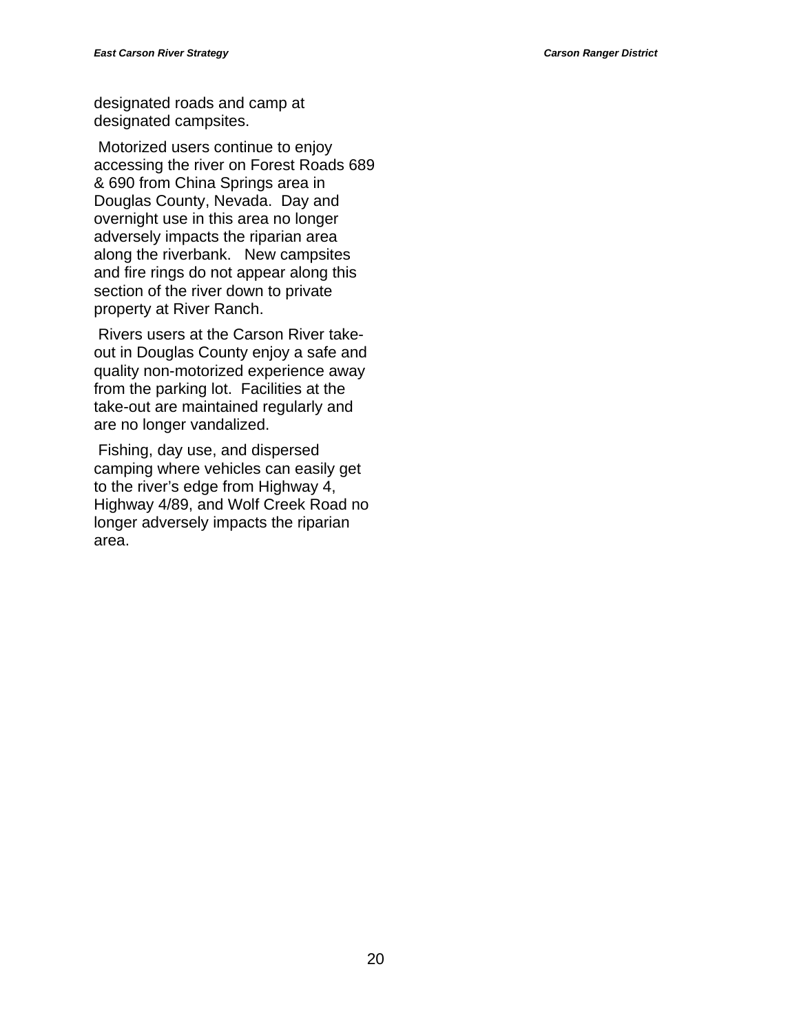designated roads and camp at designated campsites.

Motorized users continue to enjoy accessing the river on Forest Roads 689 & 690 from China Springs area in Douglas County, Nevada. Day and overnight use in this area no longer adversely impacts the riparian area along the riverbank. New campsites and fire rings do not appear along this section of the river down to private property at River Ranch.

Rivers users at the Carson River take-out in Douglas County enjoy a safe and quality non-motorized experience away from the parking lot. Facilities at the take-out are maintained regularly and are no longer vandalized.

Fishing, day use, and dispersed camping where vehicles can easily get to the river's edge from Highway 4, Highway 4/89, and Wolf Creek Road no longer adversely impacts the riparian area.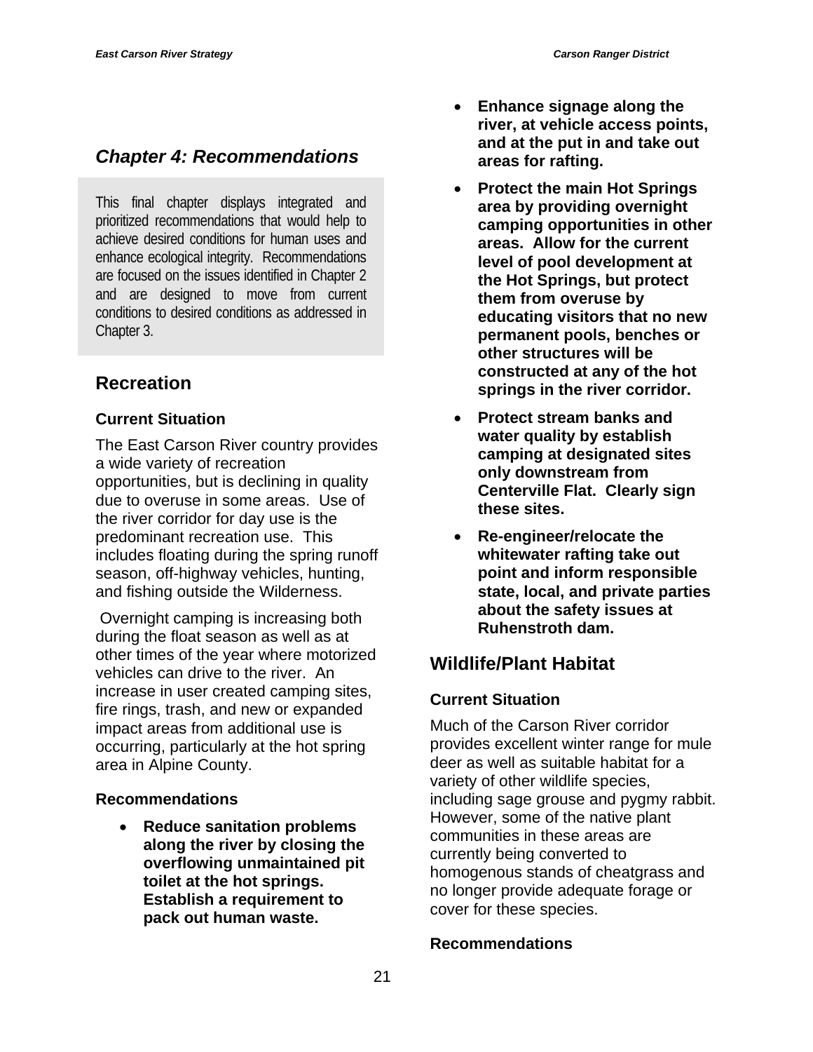## *Chapter 4: Recommendations*

This final chapter displays integrated and prioritized recommendations that would help to achieve desired conditions for human uses and enhance ecological integrity. Recommendations are focused on the issues identified in Chapter 2 and are designed to move from current conditions to desired conditions as addressed in Chapter 3.

## Recreation

### Current Situation

The East Carson River country provides a wide variety of recreation opportunities, but is declining in quality due to overuse in some areas. Use of the river corridor for day use is the predominant recreation use. This includes floating during the spring runoff season, off-highway vehicles, hunting, and fishing outside the Wilderness.

Overnight camping is increasing both during the float season as well as at other times of the year where motorized vehicles can drive to the river. An increase in user created camping sites, fire rings, trash, and new or expanded impact areas from additional use is occurring, particularly at the hot spring area in Alpine County.

### Recommendations

- **Reduce sanitation problems along the river by closing the overflowing unmaintained pit toilet at the hot springs. Establish a requirement to pack out human waste.**
- **Enhance signage along the river, at vehicle access points, and at the put in and take out areas for rafting.**
- **Protect the main Hot Springs area by providing overnight camping opportunities in other areas. Allow for the current level of pool development at the Hot Springs, but protect them from overuse by educating visitors that no new permanent pools, benches or other structures will be constructed at any of the hot springs in the river corridor.**
- **Protect stream banks and water quality by establish camping at designated sites only downstream from Centerville Flat. Clearly sign these sites.**
- **Re-engineer/relocate the whitewater rafting take out point and inform responsible state, local, and private parties about the safety issues at Ruhenstroth dam.**

## Wildlife/Plant Habitat

### Current Situation

Much of the Carson River corridor provides excellent winter range for mule deer as well as suitable habitat for a variety of other wildlife species, including sage grouse and pygmy rabbit. However, some of the native plant communities in these areas are currently being converted to homogenous stands of cheatgrass and no longer provide adequate forage or cover for these species.

### Recommendations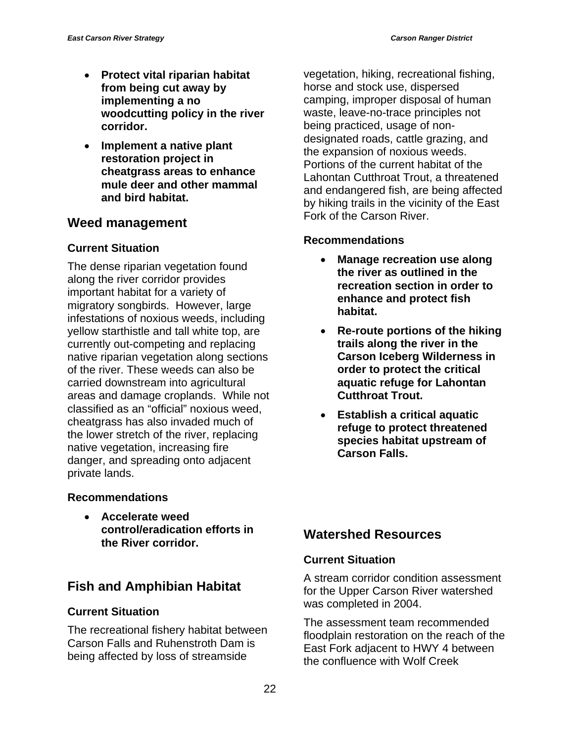- **Protect vital riparian habitat from being cut away by implementing a no woodcutting policy in the river corridor.**
- **Implement a native plant restoration project in cheatgrass areas to enhance mule deer and other mammal and bird habitat.**

## Weed management

### Current Situation

The dense riparian vegetation found along the river corridor provides important habitat for a variety of migratory songbirds. However, large infestations of noxious weeds, including yellow starthistle and tall white top, are currently out-competing and replacing native riparian vegetation along sections of the river. These weeds can also be carried downstream into agricultural areas and damage croplands. While not classified as an "official" noxious weed, cheatgrass has also invaded much of the lower stretch of the river, replacing native vegetation, increasing fire danger, and spreading onto adjacent private lands.

### Recommendations

- **Accelerate weed control/eradication efforts in the River corridor.**

## Fish and Amphibian Habitat

### Current Situation

The recreational fishery habitat between Carson Falls and Ruhenstroth Dam is being affected by loss of streamside vegetation, hiking, recreational fishing, horse and stock use, dispersed camping, improper disposal of human waste, leave-no-trace principles not being practiced, usage of non-designated roads, cattle grazing, and the expansion of noxious weeds. Portions of the current habitat of the Lahontan Cutthroat Trout, a threatened and endangered fish, are being affected by hiking trails in the vicinity of the East Fork of the Carson River.

### Recommendations

- **Manage recreation use along the river as outlined in the recreation section in order to enhance and protect fish habitat.**
- **Re-route portions of the hiking trails along the river in the Carson Iceberg Wilderness in order to protect the critical aquatic refuge for Lahontan Cutthroat Trout.**
- **Establish a critical aquatic refuge to protect threatened species habitat upstream of Carson Falls.**

## Watershed Resources

### Current Situation

A stream corridor condition assessment for the Upper Carson River watershed was completed in 2004.

The assessment team recommended floodplain restoration on the reach of the East Fork adjacent to HWY 4 between the confluence with Wolf Creek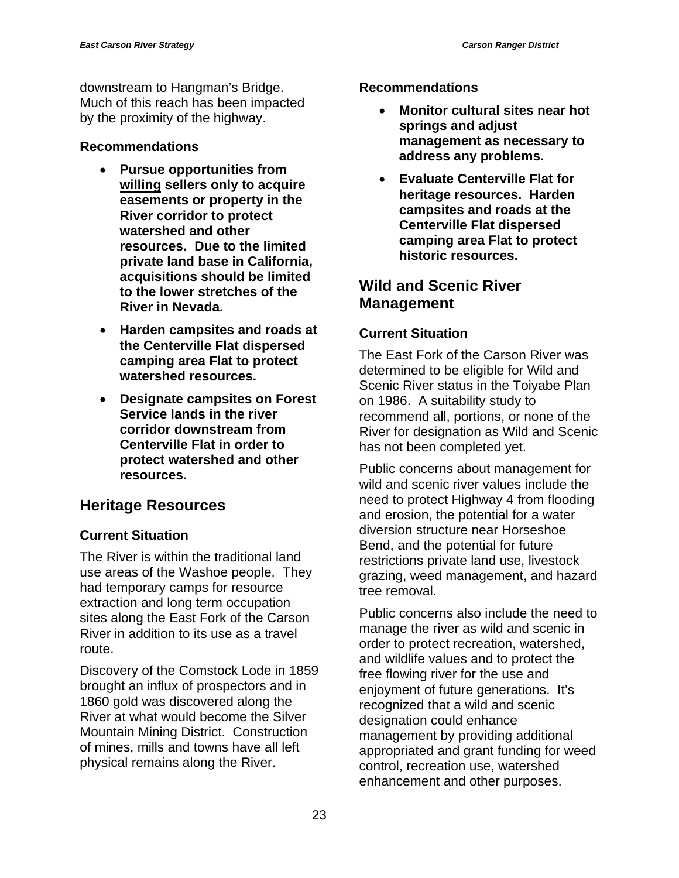downstream to Hangman's Bridge. Much of this reach has been impacted by the proximity of the highway.

### Recommendations

- **Pursue opportunities from <u>willing</u> sellers only to acquire easements or property in the River corridor to protect watershed and other resources. Due to the limited private land base in California, acquisitions should be limited to the lower stretches of the River in Nevada.**
- **Harden campsites and roads at the Centerville Flat dispersed camping area Flat to protect watershed resources.**
- **Designate campsites on Forest Service lands in the river corridor downstream from Centerville Flat in order to protect watershed and other resources.**

## Heritage Resources

### Current Situation

The River is within the traditional land use areas of the Washoe people. They had temporary camps for resource extraction and long term occupation sites along the East Fork of the Carson River in addition to its use as a travel route.

Discovery of the Comstock Lode in 1859 brought an influx of prospectors and in 1860 gold was discovered along the River at what would become the Silver Mountain Mining District. Construction of mines, mills and towns have all left physical remains along the River.

### Recommendations

- **Monitor cultural sites near hot springs and adjust management as necessary to address any problems.**
- **Evaluate Centerville Flat for heritage resources. Harden campsites and roads at the Centerville Flat dispersed camping area Flat to protect historic resources.**

## Wild and Scenic River Management

### Current Situation

The East Fork of the Carson River was determined to be eligible for Wild and Scenic River status in the Toiyabe Plan on 1986. A suitability study to recommend all, portions, or none of the River for designation as Wild and Scenic has not been completed yet.

Public concerns about management for wild and scenic river values include the need to protect Highway 4 from flooding and erosion, the potential for a water diversion structure near Horseshoe Bend, and the potential for future restrictions private land use, livestock grazing, weed management, and hazard tree removal.

Public concerns also include the need to manage the river as wild and scenic in order to protect recreation, watershed, and wildlife values and to protect the free flowing river for the use and enjoyment of future generations. It's recognized that a wild and scenic designation could enhance management by providing additional appropriated and grant funding for weed control, recreation use, watershed enhancement and other purposes.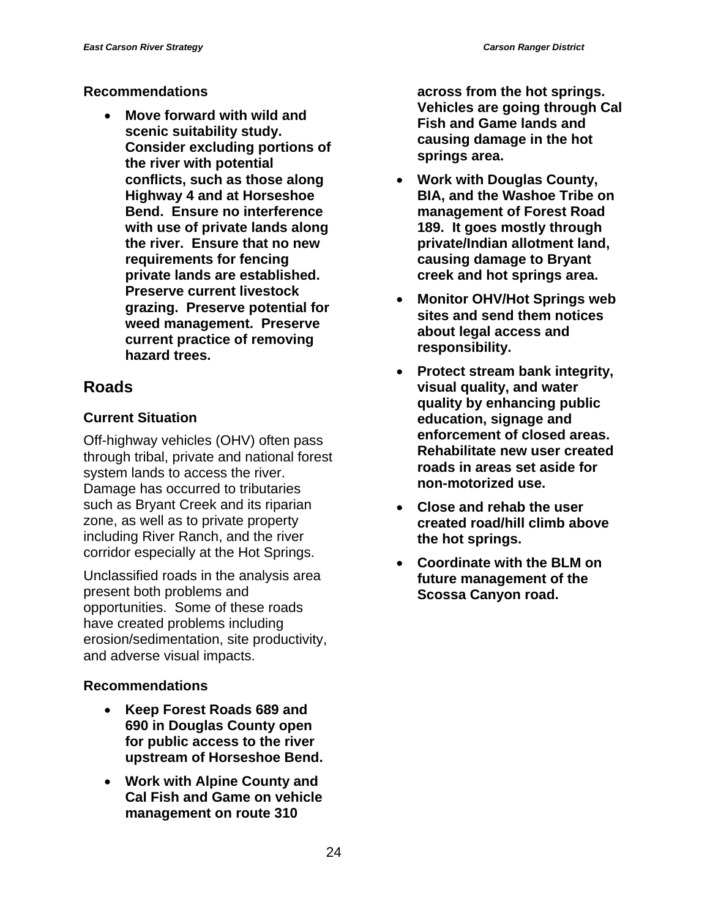### Recommendations

- **Move forward with wild and scenic suitability study. Consider excluding portions of the river with potential conflicts, such as those along Highway 4 and at Horseshoe Bend. Ensure no interference with use of private lands along the river. Ensure that no new requirements for fencing private lands are established. Preserve current livestock grazing. Preserve potential for weed management. Preserve current practice of removing hazard trees.**

## Roads

### Current Situation

Off-highway vehicles (OHV) often pass through tribal, private and national forest system lands to access the river. Damage has occurred to tributaries such as Bryant Creek and its riparian zone, as well as to private property including River Ranch, and the river corridor especially at the Hot Springs.

Unclassified roads in the analysis area present both problems and opportunities. Some of these roads have created problems including erosion/sedimentation, site productivity, and adverse visual impacts.

### Recommendations

- **Keep Forest Roads 689 and 690 in Douglas County open for public access to the river upstream of Horseshoe Bend.**
- **Work with Alpine County and Cal Fish and Game on vehicle management on route 310 across from the hot springs. Vehicles are going through Cal Fish and Game lands and causing damage in the hot springs area.**
- **Work with Douglas County, BIA, and the Washoe Tribe on management of Forest Road 189. It goes mostly through private/Indian allotment land, causing damage to Bryant creek and hot springs area.**
- **Monitor OHV/Hot Springs web sites and send them notices about legal access and responsibility.**
- **Protect stream bank integrity, visual quality, and water quality by enhancing public education, signage and enforcement of closed areas. Rehabilitate new user created roads in areas set aside for non-motorized use.**
- **Close and rehab the user created road/hill climb above the hot springs.**
- **Coordinate with the BLM on future management of the Scossa Canyon road.**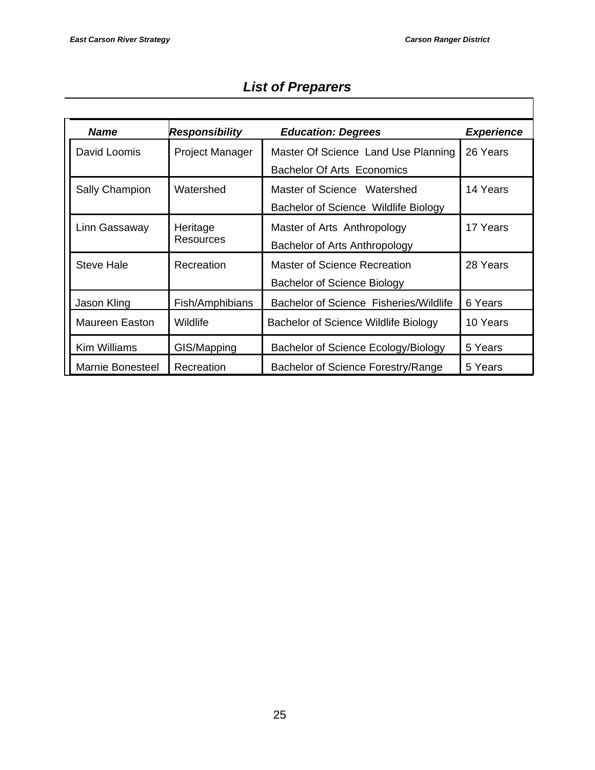## *List of Preparers*

| ***Name*** | ***Responsibility*** | ***Education: Degrees*** | ***Experience*** |
|---|---|---|---|
| David Loomis | Project Manager | Master Of Science Land Use Planning<br>Bachelor Of Arts Economics | 26 Years |
| Sally Champion | Watershed | Master of Science Watershed<br>Bachelor of Science Wildlife Biology | 14 Years |
| Linn Gassaway | Heritage Resources | Master of Arts Anthropology<br>Bachelor of Arts Anthropology | 17 Years |
| Steve Hale | Recreation | Master of Science Recreation<br>Bachelor of Science Biology | 28 Years |
| Jason Kling | Fish/Amphibians | Bachelor of Science Fisheries/Wildlife | 6 Years |
| Maureen Easton | Wildlife | Bachelor of Science Wildlife Biology | 10 Years |
| Kim Williams | GIS/Mapping | Bachelor of Science Ecology/Biology | 5 Years |
| Marnie Bonesteel | Recreation | Bachelor of Science Forestry/Range | 5 Years |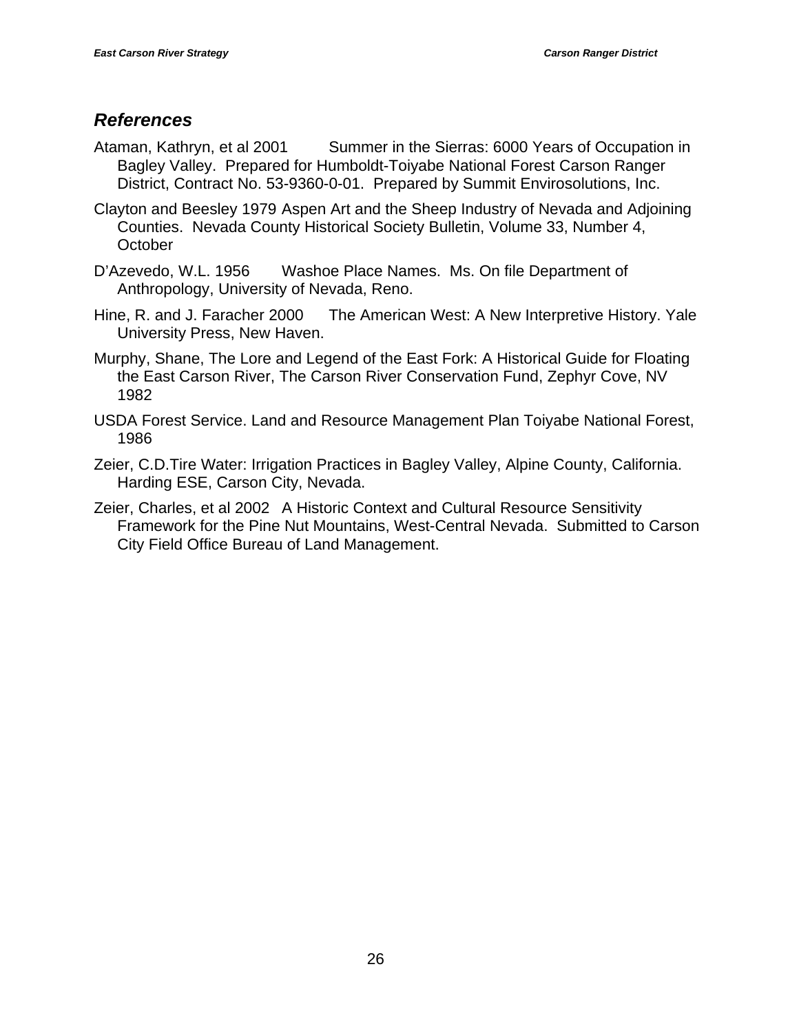## *References*

Ataman, Kathryn, et al 2001 Summer in the Sierras: 6000 Years of Occupation in Bagley Valley. Prepared for Humboldt-Toiyabe National Forest Carson Ranger District, Contract No. 53-9360-0-01. Prepared by Summit Envirosolutions, Inc.

Clayton and Beesley 1979 Aspen Art and the Sheep Industry of Nevada and Adjoining Counties. Nevada County Historical Society Bulletin, Volume 33, Number 4, October

D'Azevedo, W.L. 1956 Washoe Place Names. Ms. On file Department of Anthropology, University of Nevada, Reno.

Hine, R. and J. Faracher 2000 The American West: A New Interpretive History. Yale University Press, New Haven.

Murphy, Shane, The Lore and Legend of the East Fork: A Historical Guide for Floating the East Carson River, The Carson River Conservation Fund, Zephyr Cove, NV 1982

USDA Forest Service. Land and Resource Management Plan Toiyabe National Forest, 1986

Zeier, C.D.Tire Water: Irrigation Practices in Bagley Valley, Alpine County, California. Harding ESE, Carson City, Nevada.

Zeier, Charles, et al 2002 A Historic Context and Cultural Resource Sensitivity Framework for the Pine Nut Mountains, West-Central Nevada. Submitted to Carson City Field Office Bureau of Land Management.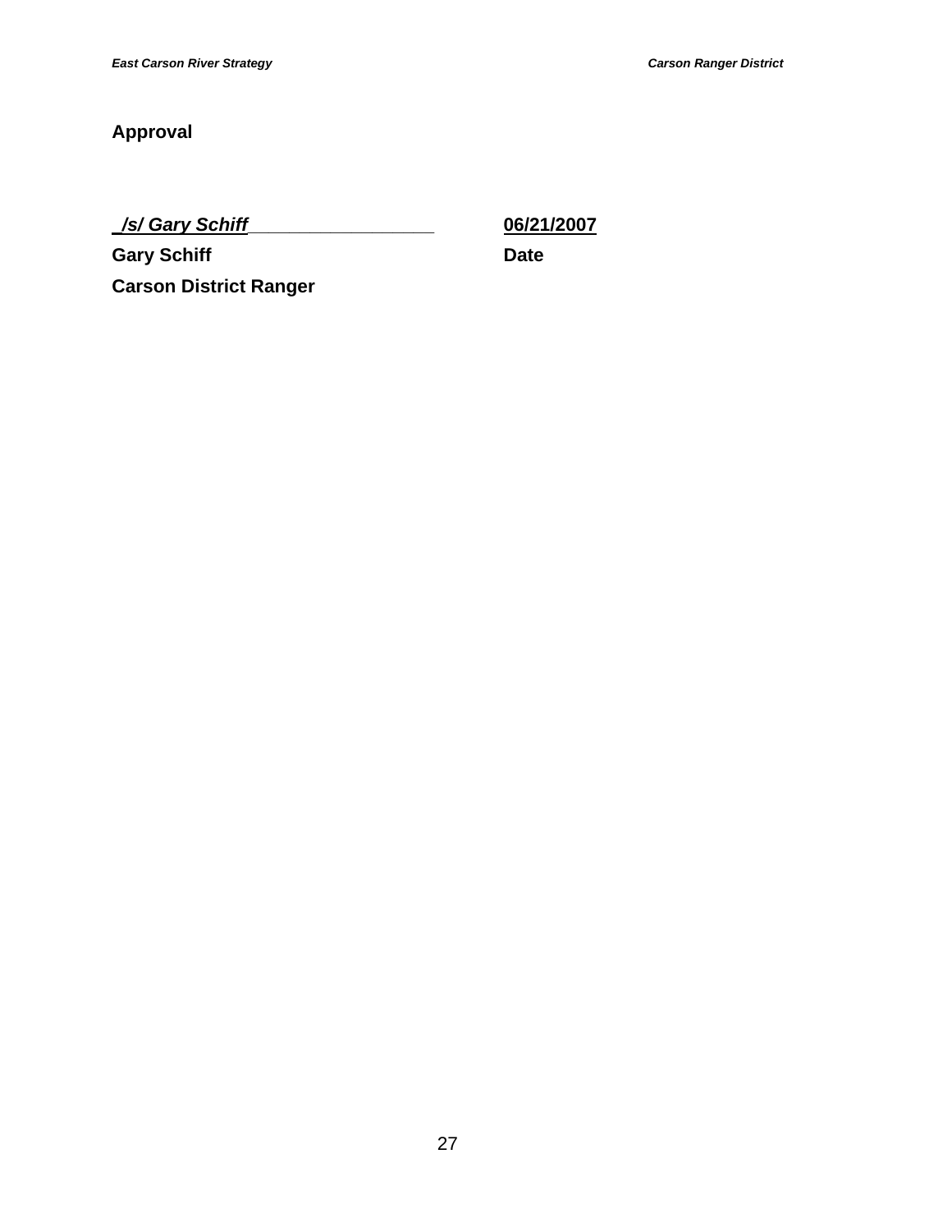## Approval

_/s/ Gary Schiff__________________ 06/21/2007

**Gary Schiff** **Date**

**Carson District Ranger**